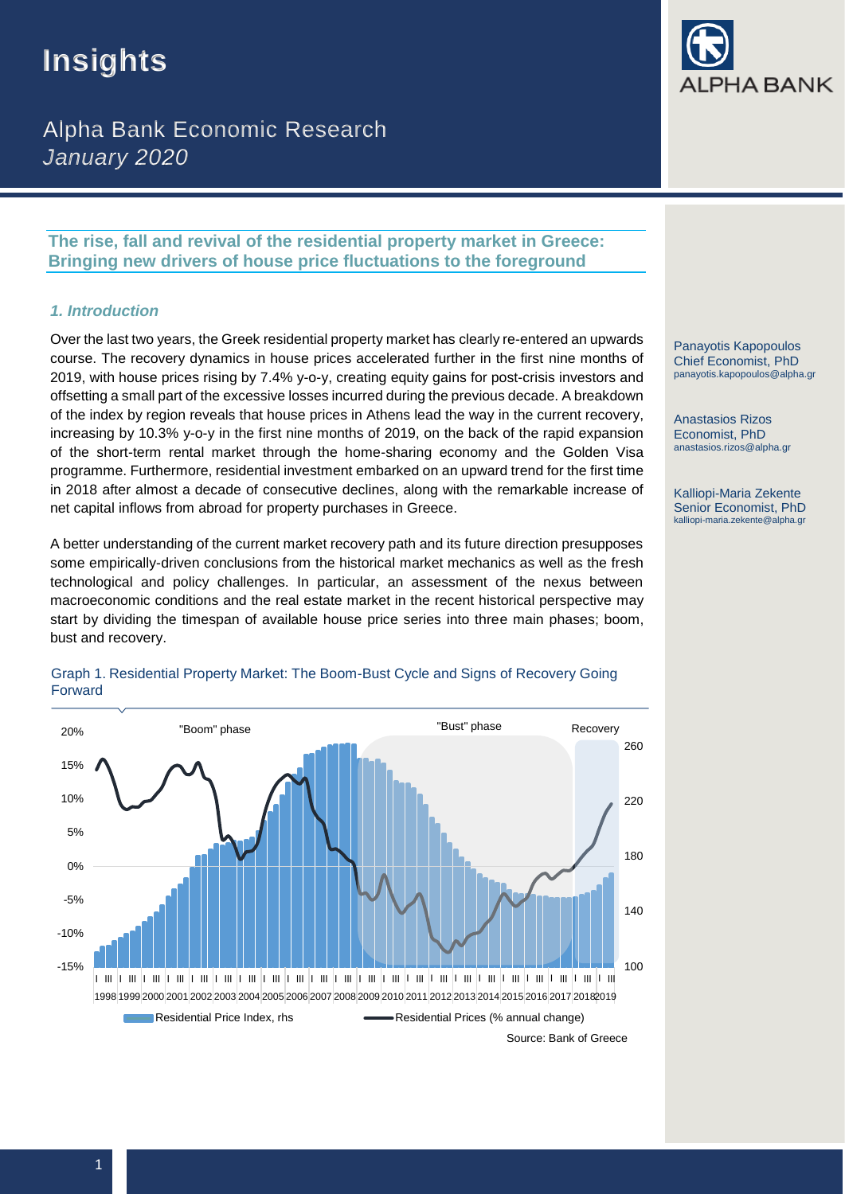# Insights

Alpha Bank Economic Research
*January 2020*

ALPHA BANK

## The rise, fall and revival of the residential property market in Greece: Bringing new drivers of house price fluctuations to the foreground

Panayotis Kapopoulos
Chief Economist, PhD
panayotis.kapopoulos@alpha.gr

Anastasios Rizos
Economist, PhD
anastasios.rizos@alpha.gr

Kalliopi-Maria Zekente
Senior Economist, PhD
kalliopi-maria.zekente@alpha.gr

### *1. Introduction*

Over the last two years, the Greek residential property market has clearly re-entered an upwards course. The recovery dynamics in house prices accelerated further in the first nine months of 2019, with house prices rising by 7.4% y-o-y, creating equity gains for post-crisis investors and offsetting a small part of the excessive losses incurred during the previous decade. A breakdown of the index by region reveals that house prices in Athens lead the way in the current recovery, increasing by 10.3% y-o-y in the first nine months of 2019, on the back of the rapid expansion of the short-term rental market through the home-sharing economy and the Golden Visa programme. Furthermore, residential investment embarked on an upward trend for the first time in 2018 after almost a decade of consecutive declines, along with the remarkable increase of net capital inflows from abroad for property purchases in Greece.

A better understanding of the current market recovery path and its future direction presupposes some empirically-driven conclusions from the historical market mechanics as well as the fresh technological and policy challenges. In particular, an assessment of the nexus between macroeconomic conditions and the real estate market in the recent historical perspective may start by dividing the timespan of available house price series into three main phases; boom, bust and recovery.

Graph 1. Residential Property Market: The Boom-Bust Cycle and Signs of Recovery Going Forward

"Boom" phase
"Bust" phase
Recovery

20%
15%
10%
5%
0%
-5%
-10%
-15%

260
220
180
140
100

1998 1999 2000 2001 2002 2003 2004 2005 2006 2007 2008 2009 2010 2011 2012 2013 2014 2015 2016 2017 2018 2019

Residential Price Index, rhs
Residential Prices (% annual change)

Source: Bank of Greece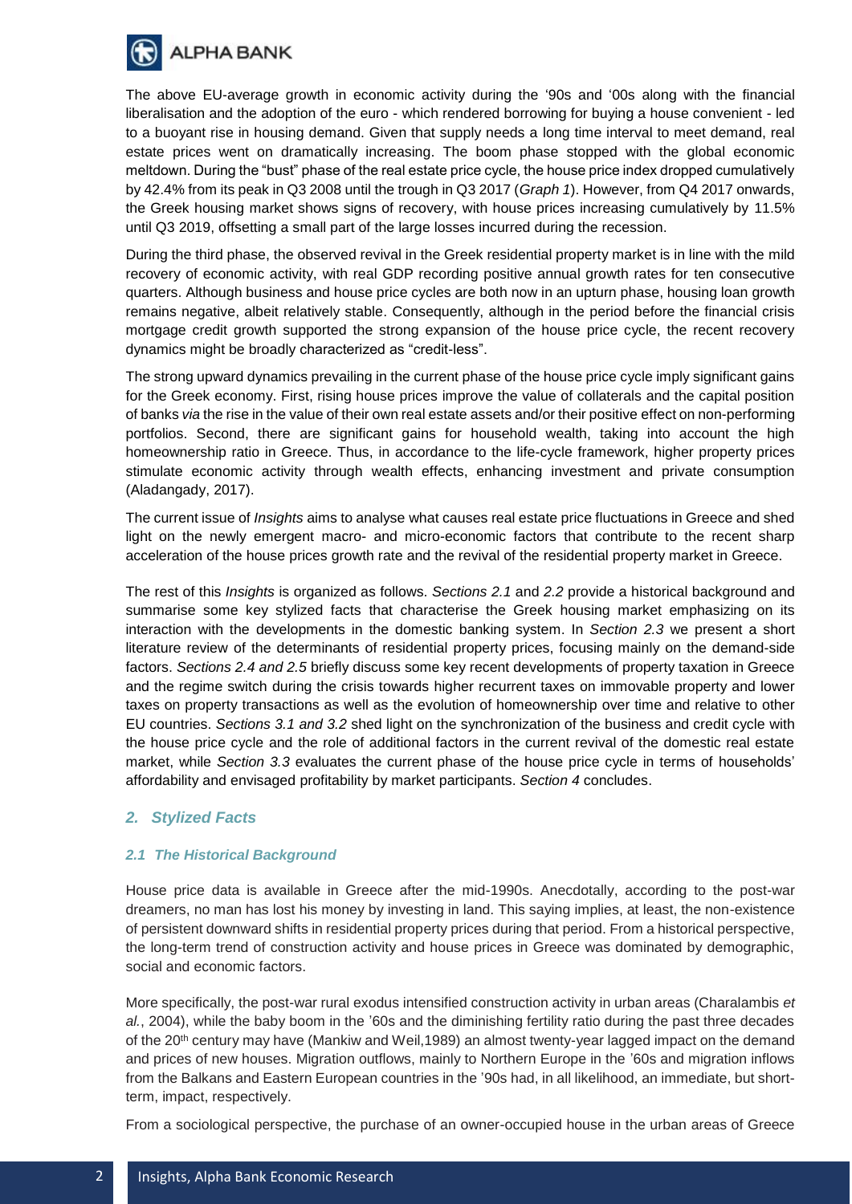The above EU-average growth in economic activity during the '90s and '00s along with the financial liberalisation and the adoption of the euro - which rendered borrowing for buying a house convenient - led to a buoyant rise in housing demand. Given that supply needs a long time interval to meet demand, real estate prices went on dramatically increasing. The boom phase stopped with the global economic meltdown. During the "bust" phase of the real estate price cycle, the house price index dropped cumulatively by 42.4% from its peak in Q3 2008 until the trough in Q3 2017 (*Graph 1*). However, from Q4 2017 onwards, the Greek housing market shows signs of recovery, with house prices increasing cumulatively by 11.5% until Q3 2019, offsetting a small part of the large losses incurred during the recession.

During the third phase, the observed revival in the Greek residential property market is in line with the mild recovery of economic activity, with real GDP recording positive annual growth rates for ten consecutive quarters. Although business and house price cycles are both now in an upturn phase, housing loan growth remains negative, albeit relatively stable. Consequently, although in the period before the financial crisis mortgage credit growth supported the strong expansion of the house price cycle, the recent recovery dynamics might be broadly characterized as "credit-less".

The strong upward dynamics prevailing in the current phase of the house price cycle imply significant gains for the Greek economy. First, rising house prices improve the value of collaterals and the capital position of banks *via* the rise in the value of their own real estate assets and/or their positive effect on non-performing portfolios. Second, there are significant gains for household wealth, taking into account the high homeownership ratio in Greece. Thus, in accordance to the life-cycle framework, higher property prices stimulate economic activity through wealth effects, enhancing investment and private consumption (Aladangady, 2017).

The current issue of *Insights* aims to analyse what causes real estate price fluctuations in Greece and shed light on the newly emergent macro- and micro-economic factors that contribute to the recent sharp acceleration of the house prices growth rate and the revival of the residential property market in Greece.

The rest of this *Insights* is organized as follows. *Sections 2.1* and *2.2* provide a historical background and summarise some key stylized facts that characterise the Greek housing market emphasizing on its interaction with the developments in the domestic banking system. In *Section 2.3* we present a short literature review of the determinants of residential property prices, focusing mainly on the demand-side factors. *Sections 2.4 and 2.5* briefly discuss some key recent developments of property taxation in Greece and the regime switch during the crisis towards higher recurrent taxes on immovable property and lower taxes on property transactions as well as the evolution of homeownership over time and relative to other EU countries. *Sections 3.1 and 3.2* shed light on the synchronization of the business and credit cycle with the house price cycle and the role of additional factors in the current revival of the domestic real estate market, while *Section 3.3* evaluates the current phase of the house price cycle in terms of households' affordability and envisaged profitability by market participants. *Section 4* concludes.

## *2. Stylized Facts*

### *2.1 The Historical Background*

House price data is available in Greece after the mid-1990s. Anecdotally, according to the post-war dreamers, no man has lost his money by investing in land. This saying implies, at least, the non-existence of persistent downward shifts in residential property prices during that period. From a historical perspective, the long-term trend of construction activity and house prices in Greece was dominated by demographic, social and economic factors.

More specifically, the post-war rural exodus intensified construction activity in urban areas (Charalambis *et al.*, 2004), while the baby boom in the '60s and the diminishing fertility ratio during the past three decades of the 20th century may have (Mankiw and Weil,1989) an almost twenty-year lagged impact on the demand and prices of new houses. Migration outflows, mainly to Northern Europe in the '60s and migration inflows from the Balkans and Eastern European countries in the '90s had, in all likelihood, an immediate, but short-term, impact, respectively.

From a sociological perspective, the purchase of an owner-occupied house in the urban areas of Greece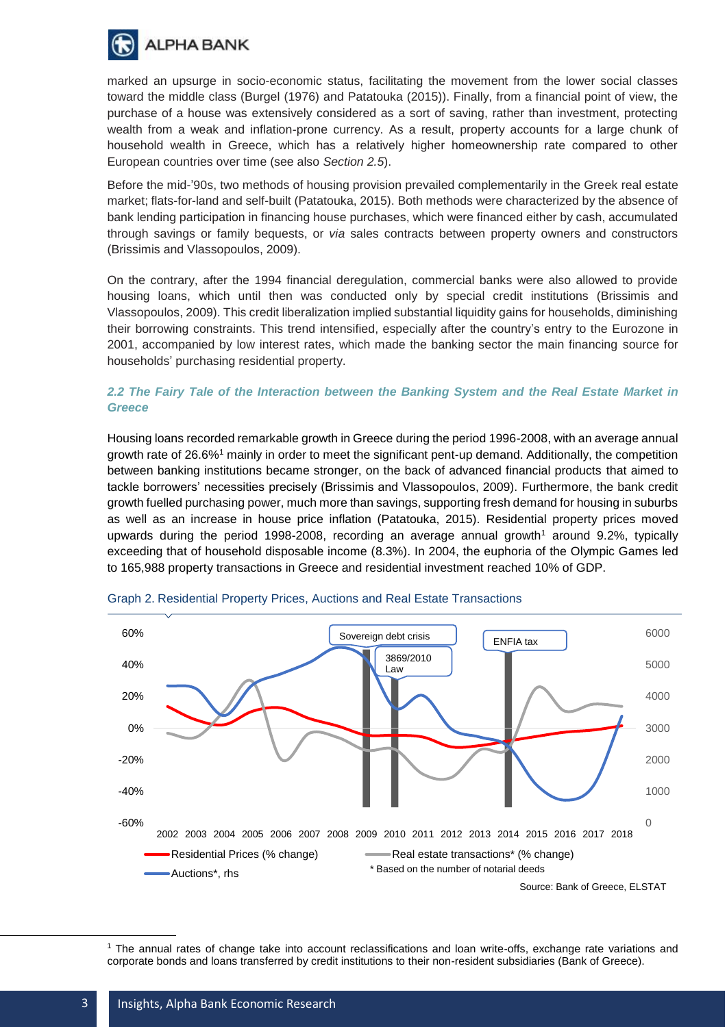marked an upsurge in socio-economic status, facilitating the movement from the lower social classes toward the middle class (Burgel (1976) and Patatouka (2015)). Finally, from a financial point of view, the purchase of a house was extensively considered as a sort of saving, rather than investment, protecting wealth from a weak and inflation-prone currency. As a result, property accounts for a large chunk of household wealth in Greece, which has a relatively higher homeownership rate compared to other European countries over time (see also *Section 2.5*).

Before the mid-'90s, two methods of housing provision prevailed complementarily in the Greek real estate market; flats-for-land and self-built (Patatouka, 2015). Both methods were characterized by the absence of bank lending participation in financing house purchases, which were financed either by cash, accumulated through savings or family bequests, or *via* sales contracts between property owners and constructors (Brissimis and Vlassopoulos, 2009).

On the contrary, after the 1994 financial deregulation, commercial banks were also allowed to provide housing loans, which until then was conducted only by special credit institutions (Brissimis and Vlassopoulos, 2009). This credit liberalization implied substantial liquidity gains for households, diminishing their borrowing constraints. This trend intensified, especially after the country's entry to the Eurozone in 2001, accompanied by low interest rates, which made the banking sector the main financing source for households' purchasing residential property.

### *2.2 The Fairy Tale of the Interaction between the Banking System and the Real Estate Market in Greece*

Housing loans recorded remarkable growth in Greece during the period 1996-2008, with an average annual growth rate of 26.6%[1] mainly in order to meet the significant pent-up demand. Additionally, the competition between banking institutions became stronger, on the back of advanced financial products that aimed to tackle borrowers' necessities precisely (Brissimis and Vlassopoulos, 2009). Furthermore, the bank credit growth fuelled purchasing power, much more than savings, supporting fresh demand for housing in suburbs as well as an increase in house price inflation (Patatouka, 2015). Residential property prices moved upwards during the period 1998-2008, recording an average annual growth[1] around 9.2%, typically exceeding that of household disposable income (8.3%). In 2004, the euphoria of the Olympic Games led to 165,988 property transactions in Greece and residential investment reached 10% of GDP.

Graph 2. Residential Property Prices, Auctions and Real Estate Transactions

Sovereign debt crisis
3869/2010 Law
ENFIA tax

60%
40%
20%
0%
-20%
-40%
-60%

6000
5000
4000
3000
2000
1000
0

2002 2003 2004 2005 2006 2007 2008 2009 2010 2011 2012 2013 2014 2015 2016 2017 2018

Residential Prices (% change)
Real estate transactions* (% change)
Auctions*, rhs
* Based on the number of notarial deeds

Source: Bank of Greece, ELSTAT

[1] The annual rates of change take into account reclassifications and loan write-offs, exchange rate variations and corporate bonds and loans transferred by credit institutions to their non-resident subsidiaries (Bank of Greece).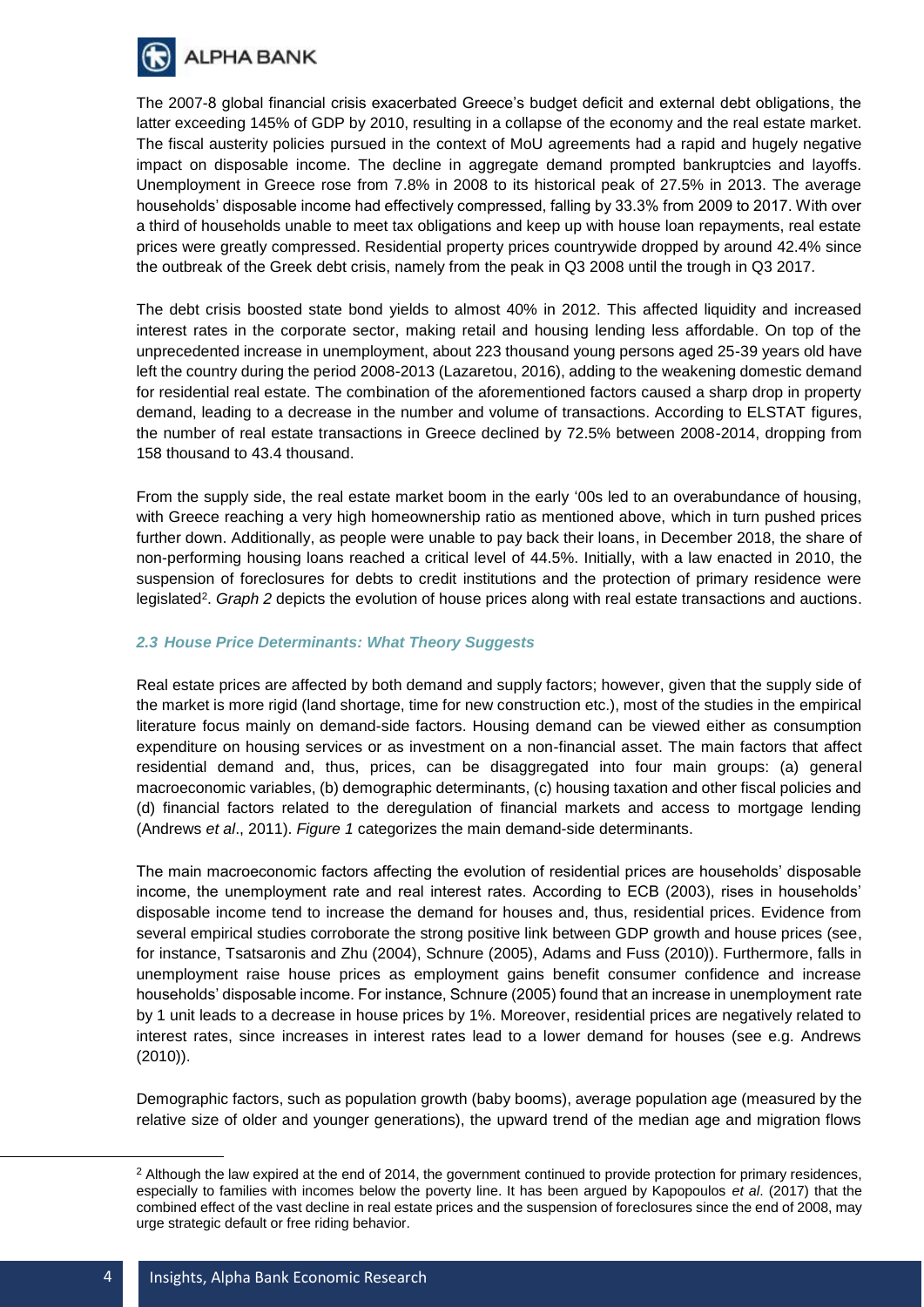The 2007-8 global financial crisis exacerbated Greece's budget deficit and external debt obligations, the latter exceeding 145% of GDP by 2010, resulting in a collapse of the economy and the real estate market. The fiscal austerity policies pursued in the context of MoU agreements had a rapid and hugely negative impact on disposable income. The decline in aggregate demand prompted bankruptcies and layoffs. Unemployment in Greece rose from 7.8% in 2008 to its historical peak of 27.5% in 2013. The average households' disposable income had effectively compressed, falling by 33.3% from 2009 to 2017. With over a third of households unable to meet tax obligations and keep up with house loan repayments, real estate prices were greatly compressed. Residential property prices countrywide dropped by around 42.4% since the outbreak of the Greek debt crisis, namely from the peak in Q3 2008 until the trough in Q3 2017.

The debt crisis boosted state bond yields to almost 40% in 2012. This affected liquidity and increased interest rates in the corporate sector, making retail and housing lending less affordable. On top of the unprecedented increase in unemployment, about 223 thousand young persons aged 25-39 years old have left the country during the period 2008-2013 (Lazaretou, 2016), adding to the weakening domestic demand for residential real estate. The combination of the aforementioned factors caused a sharp drop in property demand, leading to a decrease in the number and volume of transactions. According to ELSTAT figures, the number of real estate transactions in Greece declined by 72.5% between 2008-2014, dropping from 158 thousand to 43.4 thousand.

From the supply side, the real estate market boom in the early '00s led to an overabundance of housing, with Greece reaching a very high homeownership ratio as mentioned above, which in turn pushed prices further down. Additionally, as people were unable to pay back their loans, in December 2018, the share of non-performing housing loans reached a critical level of 44.5%. Initially, with a law enacted in 2010, the suspension of foreclosures for debts to credit institutions and the protection of primary residence were legislated[2]. *Graph 2* depicts the evolution of house prices along with real estate transactions and auctions.

### *2.3 House Price Determinants: What Theory Suggests*

Real estate prices are affected by both demand and supply factors; however, given that the supply side of the market is more rigid (land shortage, time for new construction etc.), most of the studies in the empirical literature focus mainly on demand-side factors. Housing demand can be viewed either as consumption expenditure on housing services or as investment on a non-financial asset. The main factors that affect residential demand and, thus, prices, can be disaggregated into four main groups: (a) general macroeconomic variables, (b) demographic determinants, (c) housing taxation and other fiscal policies and (d) financial factors related to the deregulation of financial markets and access to mortgage lending (Andrews *et al*., 2011). *Figure 1* categorizes the main demand-side determinants.

The main macroeconomic factors affecting the evolution of residential prices are households' disposable income, the unemployment rate and real interest rates. According to ECB (2003), rises in households' disposable income tend to increase the demand for houses and, thus, residential prices. Evidence from several empirical studies corroborate the strong positive link between GDP growth and house prices (see, for instance, Tsatsaronis and Zhu (2004), Schnure (2005), Adams and Fuss (2010)). Furthermore, falls in unemployment raise house prices as employment gains benefit consumer confidence and increase households' disposable income. For instance, Schnure (2005) found that an increase in unemployment rate by 1 unit leads to a decrease in house prices by 1%. Moreover, residential prices are negatively related to interest rates, since increases in interest rates lead to a lower demand for houses (see e.g. Andrews (2010)).

Demographic factors, such as population growth (baby booms), average population age (measured by the relative size of older and younger generations), the upward trend of the median age and migration flows

[2] Although the law expired at the end of 2014, the government continued to provide protection for primary residences, especially to families with incomes below the poverty line. It has been argued by Kapopoulos *et al*. (2017) that the combined effect of the vast decline in real estate prices and the suspension of foreclosures since the end of 2008, may urge strategic default or free riding behavior.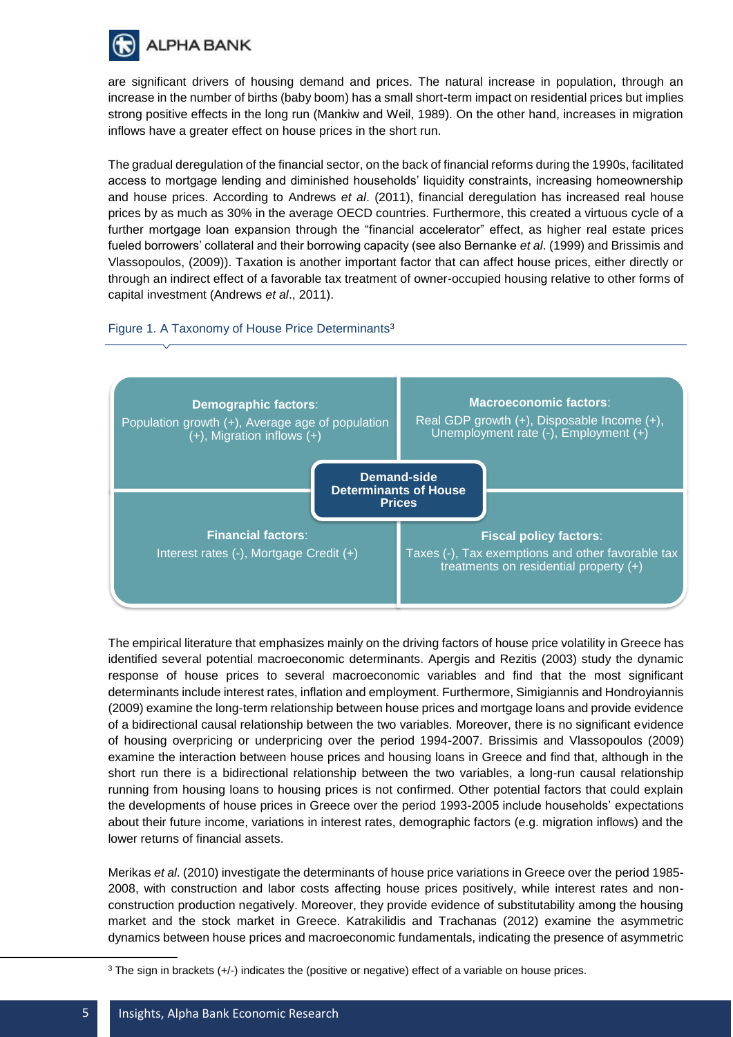are significant drivers of housing demand and prices. The natural increase in population, through an increase in the number of births (baby boom) has a small short-term impact on residential prices but implies strong positive effects in the long run (Mankiw and Weil, 1989). On the other hand, increases in migration inflows have a greater effect on house prices in the short run.

The gradual deregulation of the financial sector, on the back of financial reforms during the 1990s, facilitated access to mortgage lending and diminished households' liquidity constraints, increasing homeownership and house prices. According to Andrews *et al*. (2011), financial deregulation has increased real house prices by as much as 30% in the average OECD countries. Furthermore, this created a virtuous cycle of a further mortgage loan expansion through the "financial accelerator" effect, as higher real estate prices fueled borrowers' collateral and their borrowing capacity (see also Bernanke *et al*. (1999) and Brissimis and Vlassopoulos, (2009)). Taxation is another important factor that can affect house prices, either directly or through an indirect effect of a favorable tax treatment of owner-occupied housing relative to other forms of capital investment (Andrews *et al*., 2011).

Figure 1. A Taxonomy of House Price Determinants[3]

**Demographic factors**:
Population growth (+), Average age of population (+), Migration inflows (+)

**Macroeconomic factors**:
Real GDP growth (+), Disposable Income (+), Unemployment rate (-), Employment (+)

**Demand-side Determinants of House Prices**

**Financial factors**:
Interest rates (-), Mortgage Credit (+)

**Fiscal policy factors**:
Taxes (-), Tax exemptions and other favorable tax treatments on residential property (+)

The empirical literature that emphasizes mainly on the driving factors of house price volatility in Greece has identified several potential macroeconomic determinants. Apergis and Rezitis (2003) study the dynamic response of house prices to several macroeconomic variables and find that the most significant determinants include interest rates, inflation and employment. Furthermore, Simigiannis and Hondroyiannis (2009) examine the long-term relationship between house prices and mortgage loans and provide evidence of a bidirectional causal relationship between the two variables. Moreover, there is no significant evidence of housing overpricing or underpricing over the period 1994-2007. Brissimis and Vlassopoulos (2009) examine the interaction between house prices and housing loans in Greece and find that, although in the short run there is a bidirectional relationship between the two variables, a long-run causal relationship running from housing loans to housing prices is not confirmed. Other potential factors that could explain the developments of house prices in Greece over the period 1993-2005 include households' expectations about their future income, variations in interest rates, demographic factors (e.g. migration inflows) and the lower returns of financial assets.

Merikas *et al*. (2010) investigate the determinants of house price variations in Greece over the period 1985-2008, with construction and labor costs affecting house prices positively, while interest rates and non-construction production negatively. Moreover, they provide evidence of substitutability among the housing market and the stock market in Greece. Katrakilidis and Trachanas (2012) examine the asymmetric dynamics between house prices and macroeconomic fundamentals, indicating the presence of asymmetric

[3] The sign in brackets (+/-) indicates the (positive or negative) effect of a variable on house prices.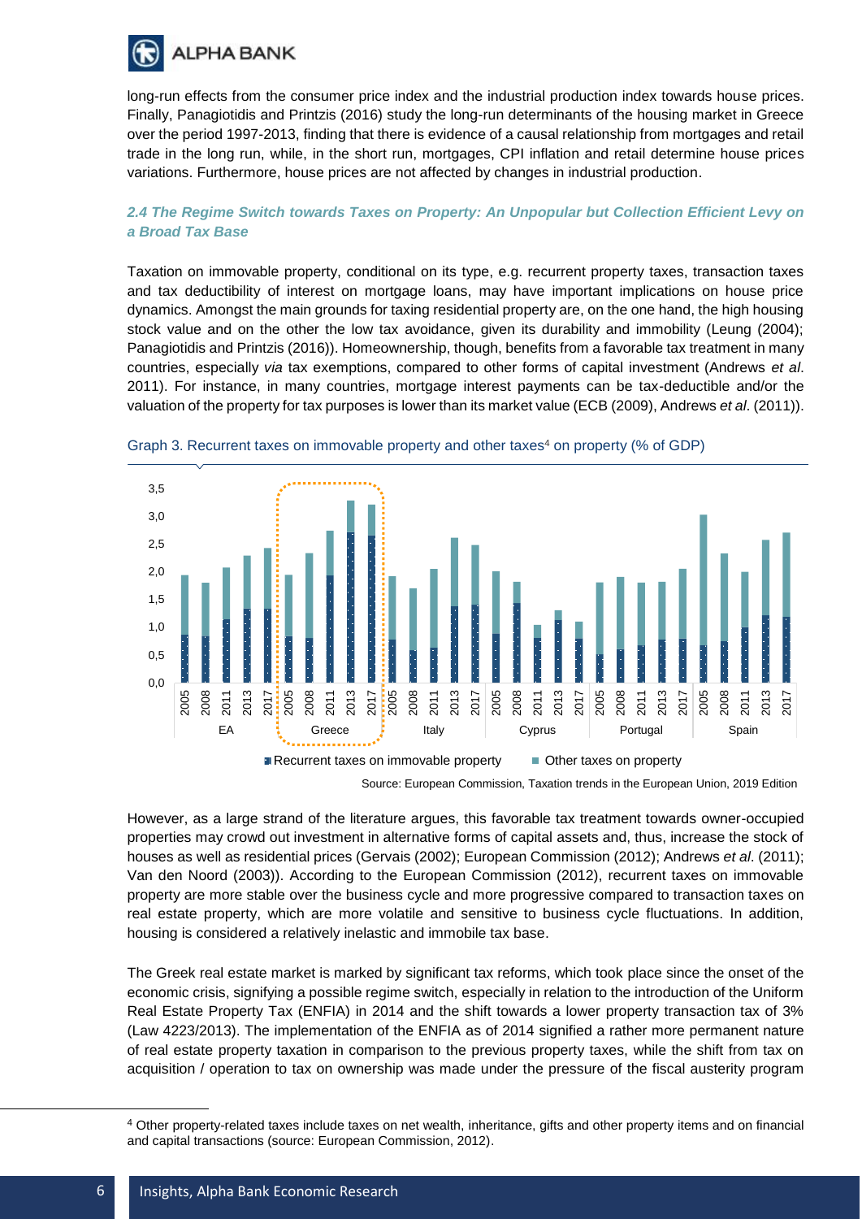long-run effects from the consumer price index and the industrial production index towards house prices. Finally, Panagiotidis and Printzis (2016) study the long-run determinants of the housing market in Greece over the period 1997-2013, finding that there is evidence of a causal relationship from mortgages and retail trade in the long run, while, in the short run, mortgages, CPI inflation and retail determine house prices variations. Furthermore, house prices are not affected by changes in industrial production.

### *2.4 The Regime Switch towards Taxes on Property: An Unpopular but Collection Efficient Levy on a Broad Tax Base*

Taxation on immovable property, conditional on its type, e.g. recurrent property taxes, transaction taxes and tax deductibility of interest on mortgage loans, may have important implications on house price dynamics. Amongst the main grounds for taxing residential property are, on the one hand, the high housing stock value and on the other the low tax avoidance, given its durability and immobility (Leung (2004); Panagiotidis and Printzis (2016)). Homeownership, though, benefits from a favorable tax treatment in many countries, especially *via* tax exemptions, compared to other forms of capital investment (Andrews *et al*. 2011). For instance, in many countries, mortgage interest payments can be tax-deductible and/or the valuation of the property for tax purposes is lower than its market value (ECB (2009), Andrews *et al*. (2011)).

Graph 3. Recurrent taxes on immovable property and other taxes[4] on property (% of GDP)

3,5
3,0
2,5
2,0
1,5
1,0
0,5
0,0

2005 2008 2011 2013 2017 (EA)
2005 2008 2011 2013 2017 (Greece)
2005 2008 2011 2013 2017 (Italy)
2005 2008 2011 2013 2017 (Cyprus)
2005 2008 2011 2013 2017 (Portugal)
2005 2008 2011 2013 2017 (Spain)

EA Greece Italy Cyprus Portugal Spain

Recurrent taxes on immovable property
Other taxes on property

Source: European Commission, Taxation trends in the European Union, 2019 Edition

However, as a large strand of the literature argues, this favorable tax treatment towards owner-occupied properties may crowd out investment in alternative forms of capital assets and, thus, increase the stock of houses as well as residential prices (Gervais (2002); European Commission (2012); Andrews *et al*. (2011); Van den Noord (2003)). According to the European Commission (2012), recurrent taxes on immovable property are more stable over the business cycle and more progressive compared to transaction taxes on real estate property, which are more volatile and sensitive to business cycle fluctuations. In addition, housing is considered a relatively inelastic and immobile tax base.

The Greek real estate market is marked by significant tax reforms, which took place since the onset of the economic crisis, signifying a possible regime switch, especially in relation to the introduction of the Uniform Real Estate Property Tax (ENFIA) in 2014 and the shift towards a lower property transaction tax of 3% (Law 4223/2013). The implementation of the ENFIA as of 2014 signified a rather more permanent nature of real estate property taxation in comparison to the previous property taxes, while the shift from tax on acquisition / operation to tax on ownership was made under the pressure of the fiscal austerity program

[4] Other property-related taxes include taxes on net wealth, inheritance, gifts and other property items and on financial and capital transactions (source: European Commission, 2012).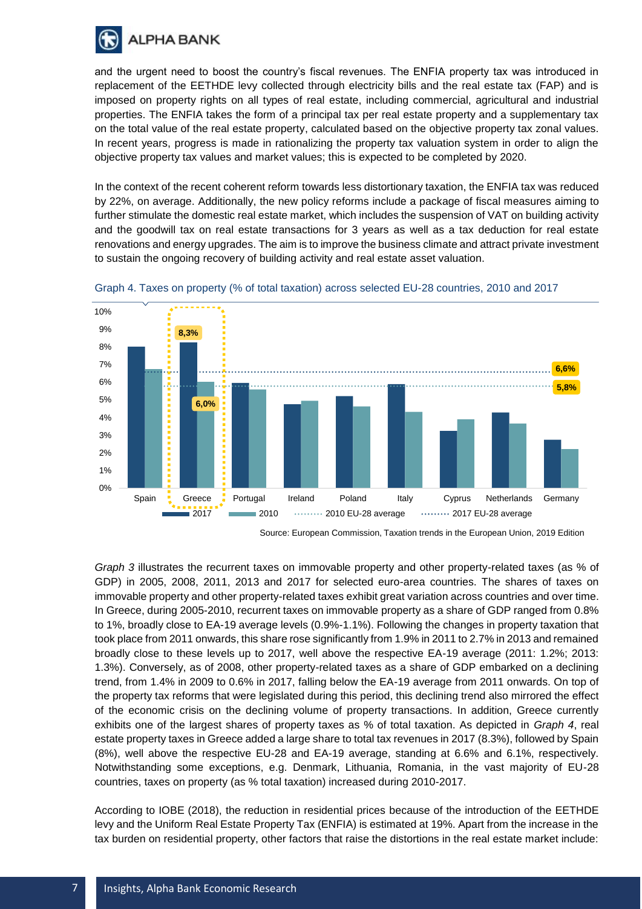and the urgent need to boost the country's fiscal revenues. The ENFIA property tax was introduced in replacement of the EETHDE levy collected through electricity bills and the real estate tax (FAP) and is imposed on property rights on all types of real estate, including commercial, agricultural and industrial properties. The ENFIA takes the form of a principal tax per real estate property and a supplementary tax on the total value of the real estate property, calculated based on the objective property tax zonal values. In recent years, progress is made in rationalizing the property tax valuation system in order to align the objective property tax values and market values; this is expected to be completed by 2020.

In the context of the recent coherent reform towards less distortionary taxation, the ENFIA tax was reduced by 22%, on average. Additionally, the new policy reforms include a package of fiscal measures aiming to further stimulate the domestic real estate market, which includes the suspension of VAT on building activity and the goodwill tax on real estate transactions for 3 years as well as a tax deduction for real estate renovations and energy upgrades. The aim is to improve the business climate and attract private investment to sustain the ongoing recovery of building activity and real estate asset valuation.

Graph 4. Taxes on property (% of total taxation) across selected EU-28 countries, 2010 and 2017

10%
9%
8%
7%
6%
5%
4%
3%
2%
1%
0%

8,3%
6,0%
6,6%
5,8%

Spain, Greece, Portugal, Ireland, Poland, Italy, Cyprus, Netherlands, Germany

2017 | 2010 | 2010 EU-28 average | 2017 EU-28 average

Source: European Commission, Taxation trends in the European Union, 2019 Edition

*Graph 3* illustrates the recurrent taxes on immovable property and other property-related taxes (as % of GDP) in 2005, 2008, 2011, 2013 and 2017 for selected euro-area countries. The shares of taxes on immovable property and other property-related taxes exhibit great variation across countries and over time. In Greece, during 2005-2010, recurrent taxes on immovable property as a share of GDP ranged from 0.8% to 1%, broadly close to EA-19 average levels (0.9%-1.1%). Following the changes in property taxation that took place from 2011 onwards, this share rose significantly from 1.9% in 2011 to 2.7% in 2013 and remained broadly close to these levels up to 2017, well above the respective EA-19 average (2011: 1.2%; 2013: 1.3%). Conversely, as of 2008, other property-related taxes as a share of GDP embarked on a declining trend, from 1.4% in 2009 to 0.6% in 2017, falling below the EA-19 average from 2011 onwards. On top of the property tax reforms that were legislated during this period, this declining trend also mirrored the effect of the economic crisis on the declining volume of property transactions. In addition, Greece currently exhibits one of the largest shares of property taxes as % of total taxation. As depicted in *Graph 4*, real estate property taxes in Greece added a large share to total tax revenues in 2017 (8.3%), followed by Spain (8%), well above the respective EU-28 and EA-19 average, standing at 6.6% and 6.1%, respectively. Notwithstanding some exceptions, e.g. Denmark, Lithuania, Romania, in the vast majority of EU-28 countries, taxes on property (as % total taxation) increased during 2010-2017.

According to IOBE (2018), the reduction in residential prices because of the introduction of the EETHDE levy and the Uniform Real Estate Property Tax (ENFIA) is estimated at 19%. Apart from the increase in the tax burden on residential property, other factors that raise the distortions in the real estate market include: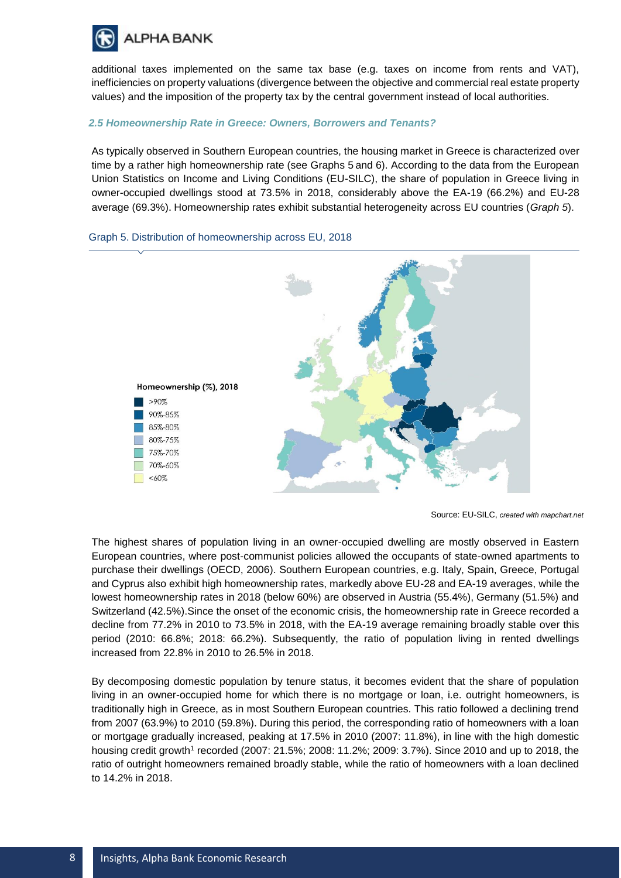additional taxes implemented on the same tax base (e.g. taxes on income from rents and VAT), inefficiencies on property valuations (divergence between the objective and commercial real estate property values) and the imposition of the property tax by the central government instead of local authorities.

### *2.5 Homeownership Rate in Greece: Owners, Borrowers and Tenants?*

As typically observed in Southern European countries, the housing market in Greece is characterized over time by a rather high homeownership rate (see Graphs 5 and 6). According to the data from the European Union Statistics on Income and Living Conditions (EU-SILC), the share of population in Greece living in owner-occupied dwellings stood at 73.5% in 2018, considerably above the EA-19 (66.2%) and EU-28 average (69.3%). Homeownership rates exhibit substantial heterogeneity across EU countries (*Graph 5*).

Graph 5. Distribution of homeownership across EU, 2018

Homeownership (%), 2018

>90%

90%-85%

85%-80%

80%-75%

75%-70%

70%-60%

<60%

Source: EU-SILC, *created with mapchart.net*

The highest shares of population living in an owner-occupied dwelling are mostly observed in Eastern European countries, where post-communist policies allowed the occupants of state-owned apartments to purchase their dwellings (OECD, 2006). Southern European countries, e.g. Italy, Spain, Greece, Portugal and Cyprus also exhibit high homeownership rates, markedly above EU-28 and EA-19 averages, while the lowest homeownership rates in 2018 (below 60%) are observed in Austria (55.4%), Germany (51.5%) and Switzerland (42.5%).Since the onset of the economic crisis, the homeownership rate in Greece recorded a decline from 77.2% in 2010 to 73.5% in 2018, with the EA-19 average remaining broadly stable over this period (2010: 66.8%; 2018: 66.2%). Subsequently, the ratio of population living in rented dwellings increased from 22.8% in 2010 to 26.5% in 2018.

By decomposing domestic population by tenure status, it becomes evident that the share of population living in an owner-occupied home for which there is no mortgage or loan, i.e. outright homeowners, is traditionally high in Greece, as in most Southern European countries. This ratio followed a declining trend from 2007 (63.9%) to 2010 (59.8%). During this period, the corresponding ratio of homeowners with a loan or mortgage gradually increased, peaking at 17.5% in 2010 (2007: 11.8%), in line with the high domestic housing credit growth[1] recorded (2007: 21.5%; 2008: 11.2%; 2009: 3.7%). Since 2010 and up to 2018, the ratio of outright homeowners remained broadly stable, while the ratio of homeowners with a loan declined to 14.2% in 2018.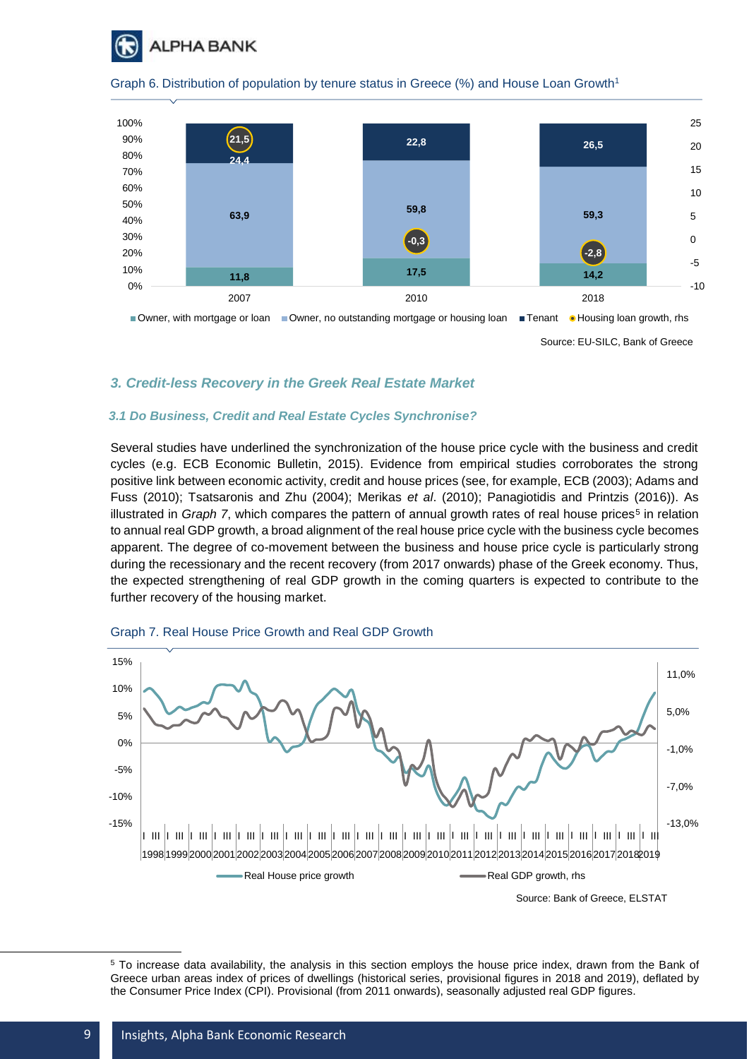Graph 6. Distribution of population by tenure status in Greece (%) and House Loan Growth[1]

100%
90%
80%
70%
60%
50%
40%
30%
20%
10%
0%

25
20
15
10
5
0
-5
-10

2007: 21,5; 24,4; 63,9; 11,8
2010: 22,8; 59,8; -0,3; 17,5
2018: 26,5; 59,3; -2,8; 14,2

Owner, with mortgage or loan
Owner, no outstanding mortgage or housing loan
Tenant
Housing loan growth, rhs

Source: EU-SILC, Bank of Greece

## 3. Credit-less Recovery in the Greek Real Estate Market

### 3.1 Do Business, Credit and Real Estate Cycles Synchronise?

Several studies have underlined the synchronization of the house price cycle with the business and credit cycles (e.g. ECB Economic Bulletin, 2015). Evidence from empirical studies corroborates the strong positive link between economic activity, credit and house prices (see, for example, ECB (2003); Adams and Fuss (2010); Tsatsaronis and Zhu (2004); Merikas *et al*. (2010); Panagiotidis and Printzis (2016)). As illustrated in *Graph 7*, which compares the pattern of annual growth rates of real house prices[5] in relation to annual real GDP growth, a broad alignment of the real house price cycle with the business cycle becomes apparent. The degree of co-movement between the business and house price cycle is particularly strong during the recessionary and the recent recovery (from 2017 onwards) phase of the Greek economy. Thus, the expected strengthening of real GDP growth in the coming quarters is expected to contribute to the further recovery of the housing market.

Graph 7. Real House Price Growth and Real GDP Growth

15%
10%
5%
0%
-5%
-10%
-15%

11,0%
5,0%
-1,0%
-7,0%
-13,0%

1998 1999 2000 2001 2002 2003 2004 2005 2006 2007 2008 2009 2010 2011 2012 2013 2014 2015 2016 2017 2018 2019

Real House price growth
Real GDP growth, rhs

Source: Bank of Greece, ELSTAT

[5] To increase data availability, the analysis in this section employs the house price index, drawn from the Bank of Greece urban areas index of prices of dwellings (historical series, provisional figures in 2018 and 2019), deflated by the Consumer Price Index (CPI). Provisional (from 2011 onwards), seasonally adjusted real GDP figures.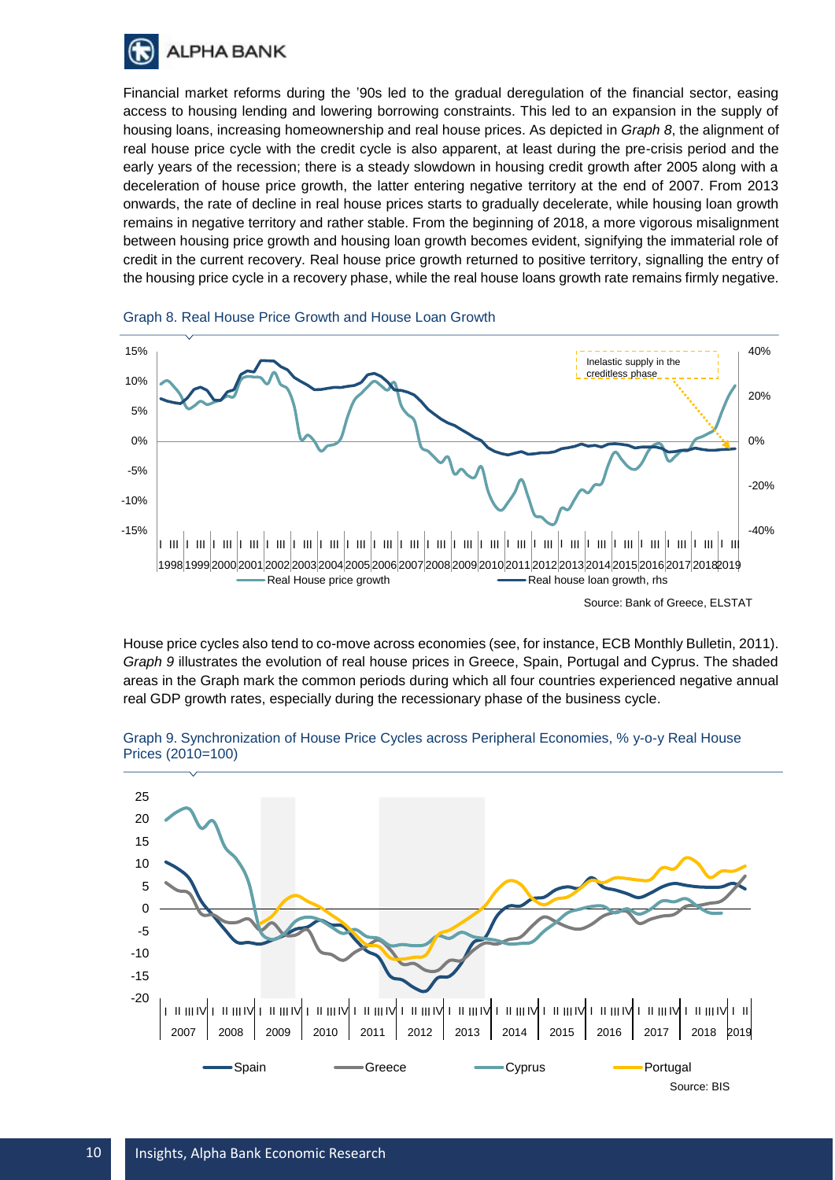Financial market reforms during the '90s led to the gradual deregulation of the financial sector, easing access to housing lending and lowering borrowing constraints. This led to an expansion in the supply of housing loans, increasing homeownership and real house prices. As depicted in *Graph 8*, the alignment of real house price cycle with the credit cycle is also apparent, at least during the pre-crisis period and the early years of the recession; there is a steady slowdown in housing credit growth after 2005 along with a deceleration of house price growth, the latter entering negative territory at the end of 2007. From 2013 onwards, the rate of decline in real house prices starts to gradually decelerate, while housing loan growth remains in negative territory and rather stable. From the beginning of 2018, a more vigorous misalignment between housing price growth and housing loan growth becomes evident, signifying the immaterial role of credit in the current recovery. Real house price growth returned to positive territory, signalling the entry of the housing price cycle in a recovery phase, while the real house loans growth rate remains firmly negative.

Graph 8. Real House Price Growth and House Loan Growth

15%
10%
5%
0%
-5%
-10%
-15%

40%
20%
0%
-20%
-40%

Inelastic supply in the creditless phase

1998 1999 2000 2001 2002 2003 2004 2005 2006 2007 2008 2009 2010 2011 2012 2013 2014 2015 2016 2017 2018 2019

Real House price growth
Real house loan growth, rhs

Source: Bank of Greece, ELSTAT

House price cycles also tend to co-move across economies (see, for instance, ECB Monthly Bulletin, 2011). *Graph 9* illustrates the evolution of real house prices in Greece, Spain, Portugal and Cyprus. The shaded areas in the Graph mark the common periods during which all four countries experienced negative annual real GDP growth rates, especially during the recessionary phase of the business cycle.

Graph 9. Synchronization of House Price Cycles across Peripheral Economies, % y-o-y Real House Prices (2010=100)

25
20
15
10
5
0
-5
-10
-15
-20

2007 2008 2009 2010 2011 2012 2013 2014 2015 2016 2017 2018 2019

Spain
Greece
Cyprus
Portugal

Source: BIS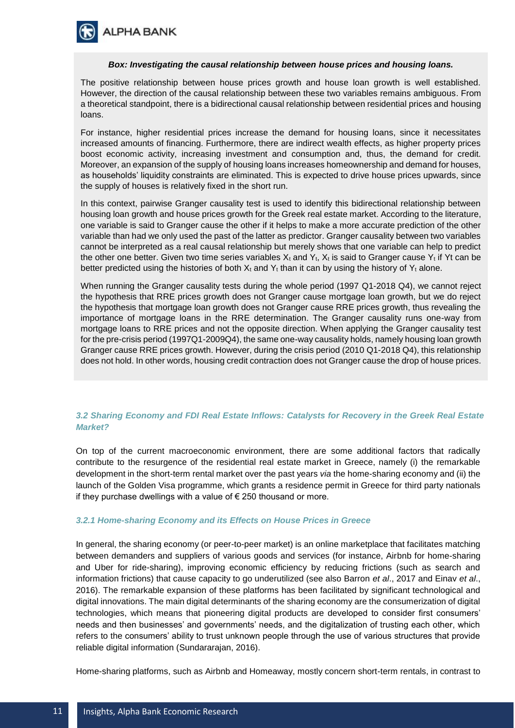***Box: Investigating the causal relationship between house prices and housing loans.***

The positive relationship between house prices growth and house loan growth is well established. However, the direction of the causal relationship between these two variables remains ambiguous. From a theoretical standpoint, there is a bidirectional causal relationship between residential prices and housing loans.

For instance, higher residential prices increase the demand for housing loans, since it necessitates increased amounts of financing. Furthermore, there are indirect wealth effects, as higher property prices boost economic activity, increasing investment and consumption and, thus, the demand for credit. Moreover, an expansion of the supply of housing loans increases homeownership and demand for houses, as households' liquidity constraints are eliminated. This is expected to drive house prices upwards, since the supply of houses is relatively fixed in the short run.

In this context, pairwise Granger causality test is used to identify this bidirectional relationship between housing loan growth and house prices growth for the Greek real estate market. According to the literature, one variable is said to Granger cause the other if it helps to make a more accurate prediction of the other variable than had we only used the past of the latter as predictor. Granger causality between two variables cannot be interpreted as a real causal relationship but merely shows that one variable can help to predict the other one better. Given two time series variables $X_t$ and $Y_t$, $X_t$ is said to Granger cause $Y_t$ if Yt can be better predicted using the histories of both $X_t$ and $Y_t$ than it can by using the history of $Y_t$ alone.

When running the Granger causality tests during the whole period (1997 Q1-2018 Q4), we cannot reject the hypothesis that RRE prices growth does not Granger cause mortgage loan growth, but we do reject the hypothesis that mortgage loan growth does not Granger cause RRE prices growth, thus revealing the importance of mortgage loans in the RRE determination. The Granger causality runs one-way from mortgage loans to RRE prices and not the opposite direction. When applying the Granger causality test for the pre-crisis period (1997Q1-2009Q4), the same one-way causality holds, namely housing loan growth Granger cause RRE prices growth. However, during the crisis period (2010 Q1-2018 Q4), this relationship does not hold. In other words, housing credit contraction does not Granger cause the drop of house prices.

### *3.2 Sharing Economy and FDI Real Estate Inflows: Catalysts for Recovery in the Greek Real Estate Market?*

On top of the current macroeconomic environment, there are some additional factors that radically contribute to the resurgence of the residential real estate market in Greece, namely (i) the remarkable development in the short-term rental market over the past years *via* the home-sharing economy and (ii) the launch of the Golden Visa programme, which grants a residence permit in Greece for third party nationals if they purchase dwellings with a value of € 250 thousand or more.

#### *3.2.1 Home-sharing Economy and its Effects on House Prices in Greece*

In general, the sharing economy (or peer-to-peer market) is an online marketplace that facilitates matching between demanders and suppliers of various goods and services (for instance, Airbnb for home-sharing and Uber for ride-sharing), improving economic efficiency by reducing frictions (such as search and information frictions) that cause capacity to go underutilized (see also Barron *et al*., 2017 and Einav *et al*., 2016). The remarkable expansion of these platforms has been facilitated by significant technological and digital innovations. The main digital determinants of the sharing economy are the consumerization of digital technologies, which means that pioneering digital products are developed to consider first consumers' needs and then businesses' and governments' needs, and the digitalization of trusting each other, which refers to the consumers' ability to trust unknown people through the use of various structures that provide reliable digital information (Sundararajan, 2016).

Home-sharing platforms, such as Airbnb and Homeaway, mostly concern short-term rentals, in contrast to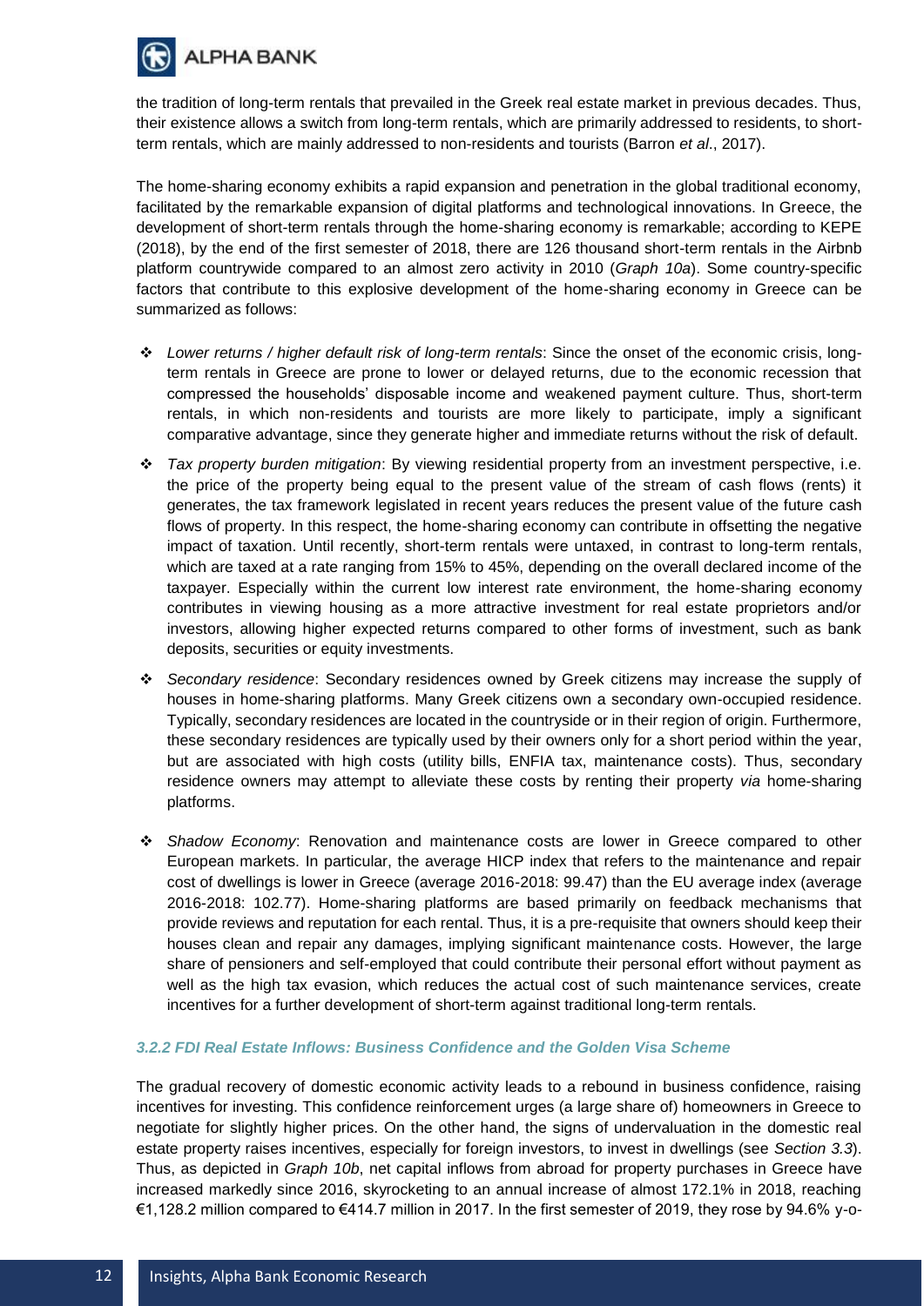the tradition of long-term rentals that prevailed in the Greek real estate market in previous decades. Thus, their existence allows a switch from long-term rentals, which are primarily addressed to residents, to short-term rentals, which are mainly addressed to non-residents and tourists (Barron *et al*., 2017).

The home-sharing economy exhibits a rapid expansion and penetration in the global traditional economy, facilitated by the remarkable expansion of digital platforms and technological innovations. In Greece, the development of short-term rentals through the home-sharing economy is remarkable; according to KEPE (2018), by the end of the first semester of 2018, there are 126 thousand short-term rentals in the Airbnb platform countrywide compared to an almost zero activity in 2010 (*Graph 10a*). Some country-specific factors that contribute to this explosive development of the home-sharing economy in Greece can be summarized as follows:

- *Lower returns / higher default risk of long-term rentals*: Since the onset of the economic crisis, long-term rentals in Greece are prone to lower or delayed returns, due to the economic recession that compressed the households' disposable income and weakened payment culture. Thus, short-term rentals, in which non-residents and tourists are more likely to participate, imply a significant comparative advantage, since they generate higher and immediate returns without the risk of default.
- *Tax property burden mitigation*: By viewing residential property from an investment perspective, i.e. the price of the property being equal to the present value of the stream of cash flows (rents) it generates, the tax framework legislated in recent years reduces the present value of the future cash flows of property. In this respect, the home-sharing economy can contribute in offsetting the negative impact of taxation. Until recently, short-term rentals were untaxed, in contrast to long-term rentals, which are taxed at a rate ranging from 15% to 45%, depending on the overall declared income of the taxpayer. Especially within the current low interest rate environment, the home-sharing economy contributes in viewing housing as a more attractive investment for real estate proprietors and/or investors, allowing higher expected returns compared to other forms of investment, such as bank deposits, securities or equity investments.
- *Secondary residence*: Secondary residences owned by Greek citizens may increase the supply of houses in home-sharing platforms. Many Greek citizens own a secondary own-occupied residence. Typically, secondary residences are located in the countryside or in their region of origin. Furthermore, these secondary residences are typically used by their owners only for a short period within the year, but are associated with high costs (utility bills, ENFIA tax, maintenance costs). Thus, secondary residence owners may attempt to alleviate these costs by renting their property *via* home-sharing platforms.
- *Shadow Economy*: Renovation and maintenance costs are lower in Greece compared to other European markets. In particular, the average HICP index that refers to the maintenance and repair cost of dwellings is lower in Greece (average 2016-2018: 99.47) than the EU average index (average 2016-2018: 102.77). Home-sharing platforms are based primarily on feedback mechanisms that provide reviews and reputation for each rental. Thus, it is a pre-requisite that owners should keep their houses clean and repair any damages, implying significant maintenance costs. However, the large share of pensioners and self-employed that could contribute their personal effort without payment as well as the high tax evasion, which reduces the actual cost of such maintenance services, create incentives for a further development of short-term against traditional long-term rentals.

#### *3.2.2 FDI Real Estate Inflows: Business Confidence and the Golden Visa Scheme*

The gradual recovery of domestic economic activity leads to a rebound in business confidence, raising incentives for investing. This confidence reinforcement urges (a large share of) homeowners in Greece to negotiate for slightly higher prices. On the other hand, the signs of undervaluation in the domestic real estate property raises incentives, especially for foreign investors, to invest in dwellings (see *Section 3.3*). Thus, as depicted in *Graph 10b*, net capital inflows from abroad for property purchases in Greece have increased markedly since 2016, skyrocketing to an annual increase of almost 172.1% in 2018, reaching €1,128.2 million compared to €414.7 million in 2017. In the first semester of 2019, they rose by 94.6% y-o-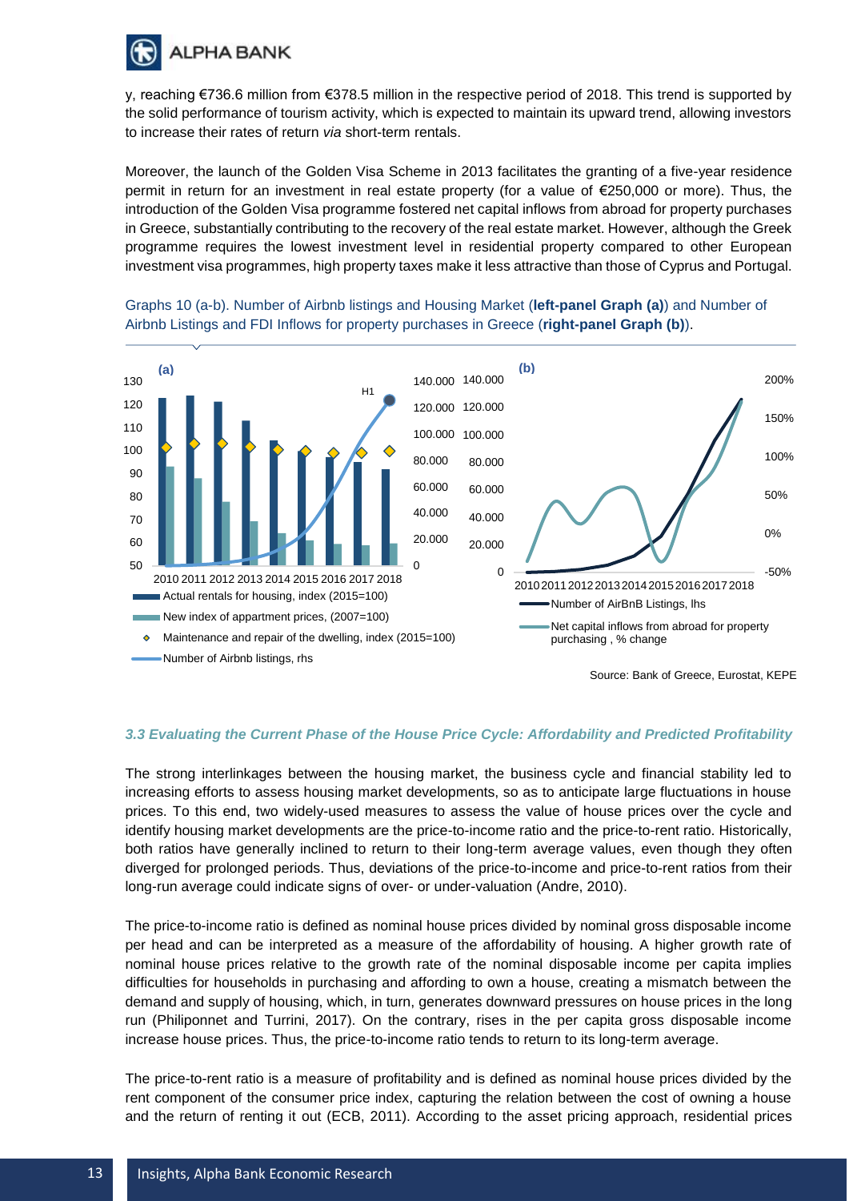y, reaching €736.6 million from €378.5 million in the respective period of 2018. This trend is supported by the solid performance of tourism activity, which is expected to maintain its upward trend, allowing investors to increase their rates of return *via* short-term rentals.

Moreover, the launch of the Golden Visa Scheme in 2013 facilitates the granting of a five-year residence permit in return for an investment in real estate property (for a value of €250,000 or more). Thus, the introduction of the Golden Visa programme fostered net capital inflows from abroad for property purchases in Greece, substantially contributing to the recovery of the real estate market. However, although the Greek programme requires the lowest investment level in residential property compared to other European investment visa programmes, high property taxes make it less attractive than those of Cyprus and Portugal.

Graphs 10 (a-b). Number of Airbnb listings and Housing Market (**left-panel Graph (a)**) and Number of Airbnb Listings and FDI Inflows for property purchases in Greece (**right-panel Graph (b)**).

(a)

130
120
110
100
90
80
70
60
50

140.000
120.000
100.000
80.000
60.000
40.000
20.000
0

H1

2010 2011 2012 2013 2014 2015 2016 2017 2018

Actual rentals for housing, index (2015=100)
New index of appartment prices, (2007=100)
Maintenance and repair of the dwelling, index (2015=100)
Number of Airbnb listings, rhs

(b)

140.000
120.000
100.000
80.000
60.000
40.000
20.000
0

200%
150%
100%
50%
0%
-50%

2010 2011 2012 2013 2014 2015 2016 2017 2018

Number of AirBnB Listings, lhs
Net capital inflows from abroad for property purchasing , % change

Source: Bank of Greece, Eurostat, KEPE

### *3.3 Evaluating the Current Phase of the House Price Cycle: Affordability and Predicted Profitability*

The strong interlinkages between the housing market, the business cycle and financial stability led to increasing efforts to assess housing market developments, so as to anticipate large fluctuations in house prices. To this end, two widely-used measures to assess the value of house prices over the cycle and identify housing market developments are the price-to-income ratio and the price-to-rent ratio. Historically, both ratios have generally inclined to return to their long-term average values, even though they often diverged for prolonged periods. Thus, deviations of the price-to-income and price-to-rent ratios from their long-run average could indicate signs of over- or under-valuation (Andre, 2010).

The price-to-income ratio is defined as nominal house prices divided by nominal gross disposable income per head and can be interpreted as a measure of the affordability of housing. A higher growth rate of nominal house prices relative to the growth rate of the nominal disposable income per capita implies difficulties for households in purchasing and affording to own a house, creating a mismatch between the demand and supply of housing, which, in turn, generates downward pressures on house prices in the long run (Philiponnet and Turrini, 2017). On the contrary, rises in the per capita gross disposable income increase house prices. Thus, the price-to-income ratio tends to return to its long-term average.

The price-to-rent ratio is a measure of profitability and is defined as nominal house prices divided by the rent component of the consumer price index, capturing the relation between the cost of owning a house and the return of renting it out (ECB, 2011). According to the asset pricing approach, residential prices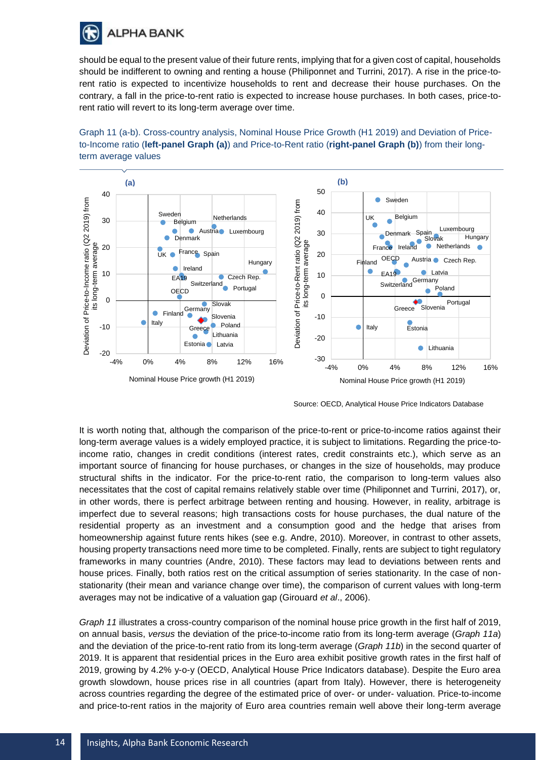should be equal to the present value of their future rents, implying that for a given cost of capital, households should be indifferent to owning and renting a house (Philiponnet and Turrini, 2017). A rise in the price-to-rent ratio is expected to incentivize households to rent and decrease their house purchases. On the contrary, a fall in the price-to-rent ratio is expected to increase house purchases. In both cases, price-to-rent ratio will revert to its long-term average over time.

Graph 11 (a-b). Cross-country analysis, Nominal House Price Growth (H1 2019) and Deviation of Price-to-Income ratio (**left-panel Graph (a)**) and Price-to-Rent ratio (**right-panel Graph (b)**) from their long-term average values

(a)

Deviation of Price-to-Income ratio (Q2 2019) from its long-term average

40, 30, 20, 10, 0, -10, -20

Sweden, Belgium, Netherlands, Austria, Luxembourg, Denmark, UK, France, Spain, Hungary, Ireland, EA19, Czech Rep., Switzerland, Portugal, OECD, Slovak, Germany, Finland, Slovenia, Italy, Greece, Poland, Lithuania, Estonia, Latvia

-4%, 0%, 4%, 8%, 12%, 16%

Nominal House Price growth (H1 2019)

(b)

Deviation of Price-to-Rent ratio (Q2 2019) from its long-term average

50, 40, 30, 20, 10, 0, -10, -20, -30

Sweden, UK, Belgium, Denmark, Spain, Luxembourg, Slovak, Hungary, France, Ireland, Netherlands, Finland, OECD, Austria, Czech Rep., EA19, Latvia, Germany, Switzerland, Poland, Portugal, Greece, Slovenia, Italy, Estonia, Lithuania

-4%, 0%, 4%, 8%, 12%, 16%

Nominal House Price growth (H1 2019)

Source: OECD, Analytical House Price Indicators Database

It is worth noting that, although the comparison of the price-to-rent or price-to-income ratios against their long-term average values is a widely employed practice, it is subject to limitations. Regarding the price-to-income ratio, changes in credit conditions (interest rates, credit constraints etc.), which serve as an important source of financing for house purchases, or changes in the size of households, may produce structural shifts in the indicator. For the price-to-rent ratio, the comparison to long-term values also necessitates that the cost of capital remains relatively stable over time (Philiponnet and Turrini, 2017), or, in other words, there is perfect arbitrage between renting and housing. However, in reality, arbitrage is imperfect due to several reasons; high transactions costs for house purchases, the dual nature of the residential property as an investment and a consumption good and the hedge that arises from homeownership against future rents hikes (see e.g. Andre, 2010). Moreover, in contrast to other assets, housing property transactions need more time to be completed. Finally, rents are subject to tight regulatory frameworks in many countries (Andre, 2010). These factors may lead to deviations between rents and house prices. Finally, both ratios rest on the critical assumption of series stationarity. In the case of non-stationarity (their mean and variance change over time), the comparison of current values with long-term averages may not be indicative of a valuation gap (Girouard *et al*., 2006).

*Graph 11* illustrates a cross-country comparison of the nominal house price growth in the first half of 2019, on annual basis, *versus* the deviation of the price-to-income ratio from its long-term average (*Graph 11a*) and the deviation of the price-to-rent ratio from its long-term average (*Graph 11b*) in the second quarter of 2019. It is apparent that residential prices in the Euro area exhibit positive growth rates in the first half of 2019, growing by 4.2% y-o-y (OECD, Analytical House Price Indicators database). Despite the Euro area growth slowdown, house prices rise in all countries (apart from Italy). However, there is heterogeneity across countries regarding the degree of the estimated price of over- or under- valuation. Price-to-income and price-to-rent ratios in the majority of Euro area countries remain well above their long-term average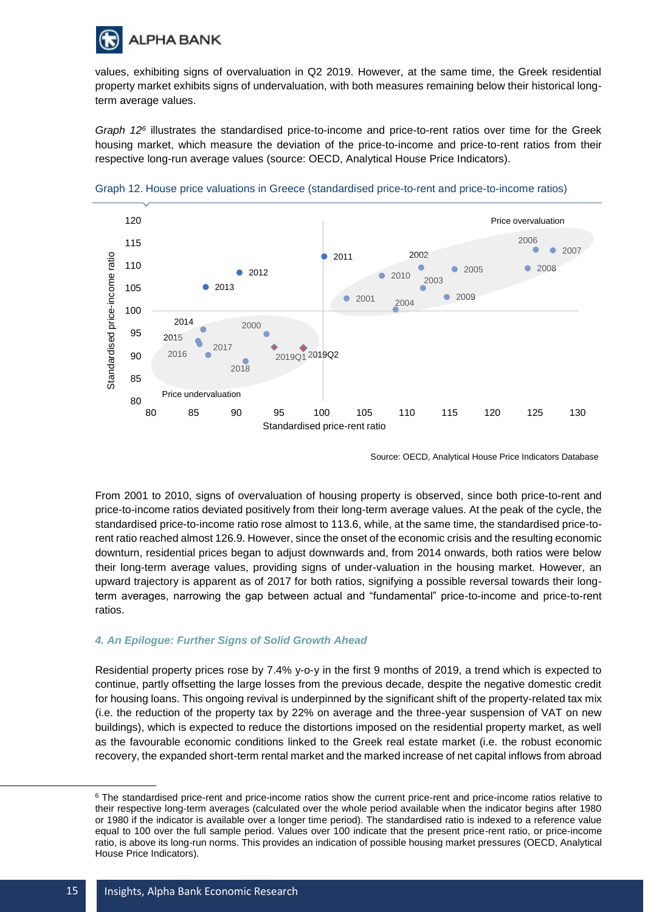values, exhibiting signs of overvaluation in Q2 2019. However, at the same time, the Greek residential property market exhibits signs of undervaluation, with both measures remaining below their historical long-term average values.

*Graph 12*[6] illustrates the standardised price-to-income and price-to-rent ratios over time for the Greek housing market, which measure the deviation of the price-to-income and price-to-rent ratios from their respective long-run average values (source: OECD, Analytical House Price Indicators).

Graph 12. House price valuations in Greece (standardised price-to-rent and price-to-income ratios)

Price overvaluation

Price undervaluation

Standardised price-income ratio

Standardised price-rent ratio

120
115
110
105
100
95
90
85
80

80 85 90 95 100 105 110 115 120 125 130

2006 2007 2008 2005 2009 2002 2003 2010 2004 2001 2011 2012 2013 2014 2015 2016 2017 2018 2000 2019Q1 2019Q2

Source: OECD, Analytical House Price Indicators Database

From 2001 to 2010, signs of overvaluation of housing property is observed, since both price-to-rent and price-to-income ratios deviated positively from their long-term average values. At the peak of the cycle, the standardised price-to-income ratio rose almost to 113.6, while, at the same time, the standardised price-to-rent ratio reached almost 126.9. However, since the onset of the economic crisis and the resulting economic downturn, residential prices began to adjust downwards and, from 2014 onwards, both ratios were below their long-term average values, providing signs of under-valuation in the housing market. However, an upward trajectory is apparent as of 2017 for both ratios, signifying a possible reversal towards their long-term averages, narrowing the gap between actual and "fundamental" price-to-income and price-to-rent ratios.

### *4. An Epilogue: Further Signs of Solid Growth Ahead*

Residential property prices rose by 7.4% y-o-y in the first 9 months of 2019, a trend which is expected to continue, partly offsetting the large losses from the previous decade, despite the negative domestic credit for housing loans. This ongoing revival is underpinned by the significant shift of the property-related tax mix (i.e. the reduction of the property tax by 22% on average and the three-year suspension of VAT on new buildings), which is expected to reduce the distortions imposed on the residential property market, as well as the favourable economic conditions linked to the Greek real estate market (i.e. the robust economic recovery, the expanded short-term rental market and the marked increase of net capital inflows from abroad

[6] The standardised price-rent and price-income ratios show the current price-rent and price-income ratios relative to their respective long-term averages (calculated over the whole period available when the indicator begins after 1980 or 1980 if the indicator is available over a longer time period). The standardised ratio is indexed to a reference value equal to 100 over the full sample period. Values over 100 indicate that the present price-rent ratio, or price-income ratio, is above its long-run norms. This provides an indication of possible housing market pressures (OECD, Analytical House Price Indicators).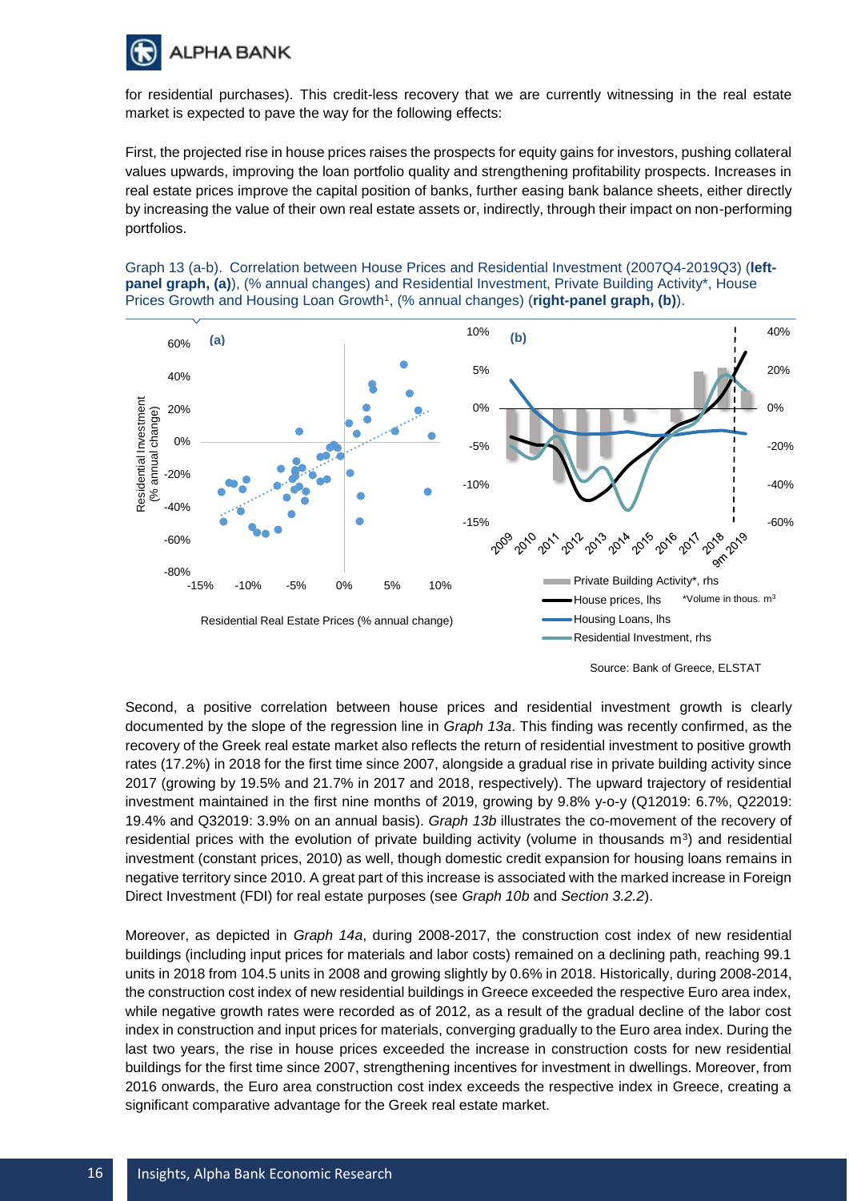for residential purchases). This credit-less recovery that we are currently witnessing in the real estate market is expected to pave the way for the following effects:

First, the projected rise in house prices raises the prospects for equity gains for investors, pushing collateral values upwards, improving the loan portfolio quality and strengthening profitability prospects. Increases in real estate prices improve the capital position of banks, further easing bank balance sheets, either directly by increasing the value of their own real estate assets or, indirectly, through their impact on non-performing portfolios.

Graph 13 (a-b). Correlation between House Prices and Residential Investment (2007Q4-2019Q3) (**left-panel graph, (a)**), (% annual changes) and Residential Investment, Private Building Activity*, House Prices Growth and Housing Loan Growth[1], (% annual changes) (**right-panel graph, (b)**).

(a)

60%
40%
20%
0%
-20%
-40%
-60%
-80%

Residential Investment (% annual change)

-15% -10% -5% 0% 5% 10%

Residential Real Estate Prices (% annual change)

(b)

10%
5%
0%
-5%
-10%
-15%

40%
20%
0%
-20%
-40%
-60%

2009 2010 2011 2012 2013 2014 2015 2016 2017 2018 9m 2019

Private Building Activity*, rhs
House prices, lhs
Housing Loans, lhs
Residential Investment, rhs

*Volume in thous. m³

Source: Bank of Greece, ELSTAT

Second, a positive correlation between house prices and residential investment growth is clearly documented by the slope of the regression line in *Graph 13a*. This finding was recently confirmed, as the recovery of the Greek real estate market also reflects the return of residential investment to positive growth rates (17.2%) in 2018 for the first time since 2007, alongside a gradual rise in private building activity since 2017 (growing by 19.5% and 21.7% in 2017 and 2018, respectively). The upward trajectory of residential investment maintained in the first nine months of 2019, growing by 9.8% y-o-y (Q12019: 6.7%, Q22019: 19.4% and Q32019: 3.9% on an annual basis). *Graph 13b* illustrates the co-movement of the recovery of residential prices with the evolution of private building activity (volume in thousands m³) and residential investment (constant prices, 2010) as well, though domestic credit expansion for housing loans remains in negative territory since 2010. A great part of this increase is associated with the marked increase in Foreign Direct Investment (FDI) for real estate purposes (see *Graph 10b* and *Section 3.2.2*).

Moreover, as depicted in *Graph 14a*, during 2008-2017, the construction cost index of new residential buildings (including input prices for materials and labor costs) remained on a declining path, reaching 99.1 units in 2018 from 104.5 units in 2008 and growing slightly by 0.6% in 2018. Historically, during 2008-2014, the construction cost index of new residential buildings in Greece exceeded the respective Euro area index, while negative growth rates were recorded as of 2012, as a result of the gradual decline of the labor cost index in construction and input prices for materials, converging gradually to the Euro area index. During the last two years, the rise in house prices exceeded the increase in construction costs for new residential buildings for the first time since 2007, strengthening incentives for investment in dwellings. Moreover, from 2016 onwards, the Euro area construction cost index exceeds the respective index in Greece, creating a significant comparative advantage for the Greek real estate market.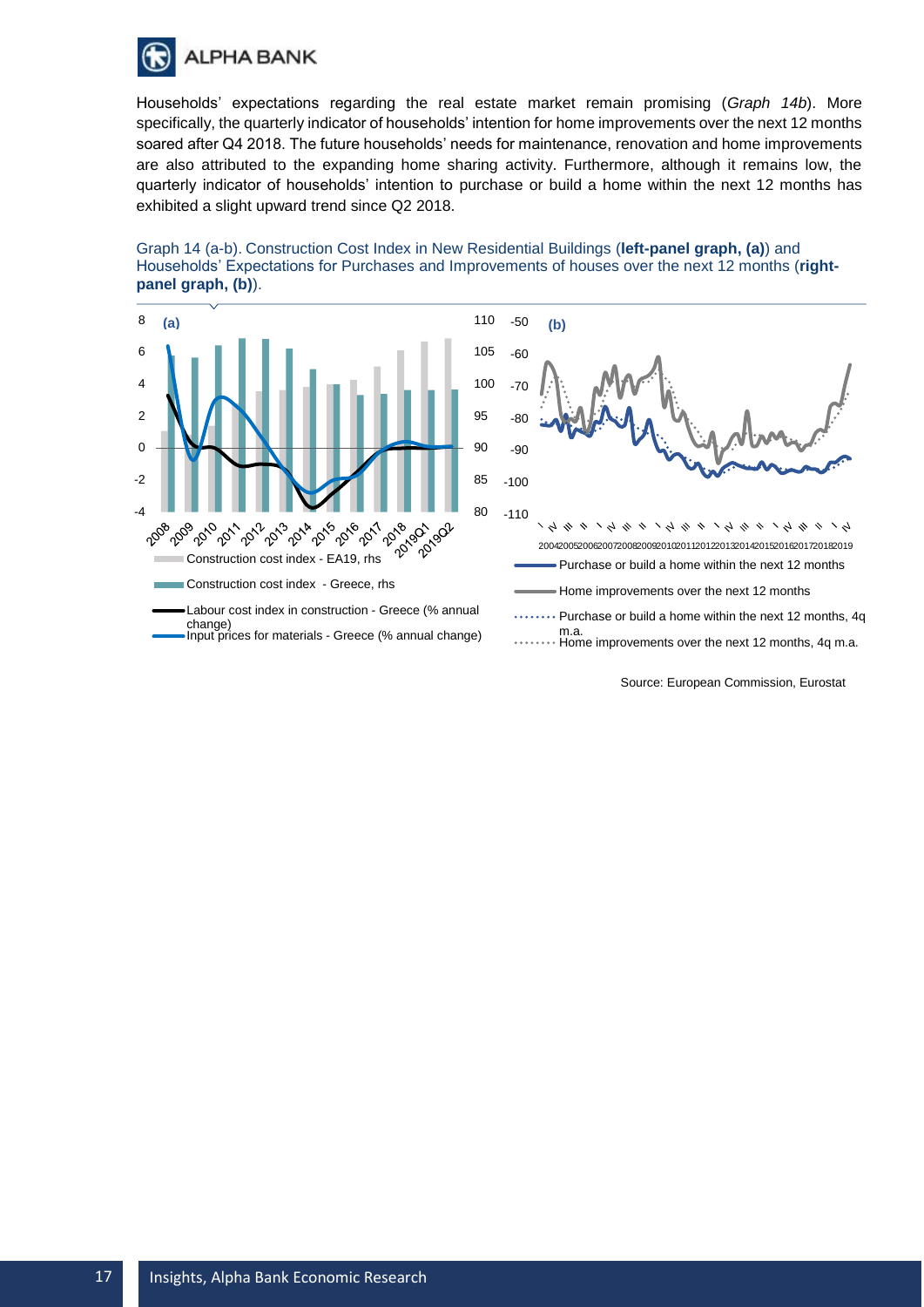Households' expectations regarding the real estate market remain promising (*Graph 14b*). More specifically, the quarterly indicator of households' intention for home improvements over the next 12 months soared after Q4 2018. The future households' needs for maintenance, renovation and home improvements are also attributed to the expanding home sharing activity. Furthermore, although it remains low, the quarterly indicator of households' intention to purchase or build a home within the next 12 months has exhibited a slight upward trend since Q2 2018.

Graph 14 (a-b). Construction Cost Index in New Residential Buildings (**left-panel graph, (a)**) and Households' Expectations for Purchases and Improvements of houses over the next 12 months (**right-panel graph, (b)**).

(a)

- Construction cost index - EA19, rhs
- Construction cost index - Greece, rhs
- Labour cost index in construction - Greece (% annual change)
- Input prices for materials - Greece (% annual change)

(b)

- Purchase or build a home within the next 12 months
- Home improvements over the next 12 months
- Purchase or build a home within the next 12 months, 4q m.a.
- Home improvements over the next 12 months, 4q m.a.

Source: European Commission, Eurostat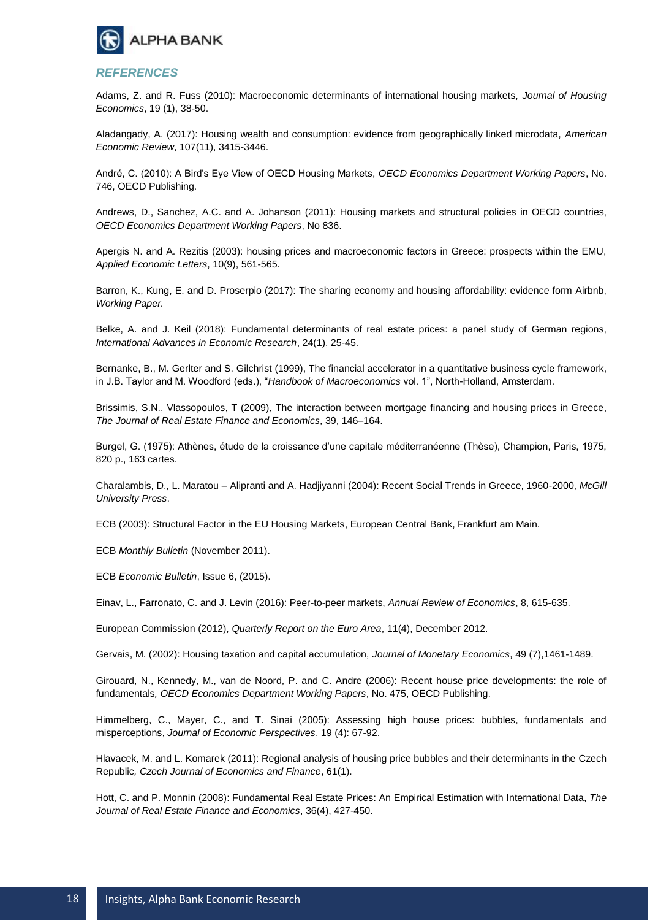## *REFERENCES*

Adams, Z. and R. Fuss (2010): Macroeconomic determinants of international housing markets, *Journal of Housing Economics*, 19 (1), 38-50.

Aladangady, A. (2017): Housing wealth and consumption: evidence from geographically linked microdata, *American Economic Review*, 107(11), 3415-3446.

André, C. (2010): A Bird's Eye View of OECD Housing Markets, *OECD Economics Department Working Papers*, No. 746, OECD Publishing.

Andrews, D., Sanchez, A.C. and A. Johanson (2011): Housing markets and structural policies in OECD countries, *OECD Economics Department Working Papers*, No 836.

Apergis N. and A. Rezitis (2003): housing prices and macroeconomic factors in Greece: prospects within the EMU, *Applied Economic Letters*, 10(9), 561-565.

Barron, K., Kung, E. and D. Proserpio (2017): The sharing economy and housing affordability: evidence form Airbnb, *Working Paper.*

Belke, A. and J. Keil (2018): Fundamental determinants of real estate prices: a panel study of German regions, *International Advances in Economic Research*, 24(1), 25-45.

Bernanke, B., M. Gerlter and S. Gilchrist (1999), The financial accelerator in a quantitative business cycle framework, in J.B. Taylor and M. Woodford (eds.), "*Handbook of Macroeconomics* vol. 1", North-Holland, Amsterdam.

Brissimis, S.N., Vlassopoulos, T (2009), The interaction between mortgage financing and housing prices in Greece, *The Journal of Real Estate Finance and Economics*, 39, 146–164.

Burgel, G. (1975): Athènes, étude de la croissance d'une capitale méditerranéenne (Thèse), Champion, Paris, 1975, 820 p., 163 cartes.

Charalambis, D., L. Maratou – Alipranti and A. Hadjiyanni (2004): Recent Social Trends in Greece, 1960-2000, *McGill University Press*.

ECB (2003): Structural Factor in the EU Housing Markets, European Central Bank, Frankfurt am Main.

ECB *Monthly Bulletin* (November 2011).

ECB *Economic Bulletin*, Issue 6, (2015).

Einav, L., Farronato, C. and J. Levin (2016): Peer-to-peer markets, *Annual Review of Economics*, 8, 615-635.

European Commission (2012), *Quarterly Report on the Euro Area*, 11(4), December 2012.

Gervais, M. (2002): Housing taxation and capital accumulation, *Journal of Monetary Economics*, 49 (7),1461-1489.

Girouard, N., Kennedy, M., van de Noord, P. and C. Andre (2006): Recent house price developments: the role of fundamentals*, OECD Economics Department Working Papers*, No. 475, OECD Publishing.

Himmelberg, C., Mayer, C., and T. Sinai (2005): Assessing high house prices: bubbles, fundamentals and misperceptions, *Journal of Economic Perspectives*, 19 (4): 67-92.

Hlavacek, M. and L. Komarek (2011): Regional analysis of housing price bubbles and their determinants in the Czech Republic*, Czech Journal of Economics and Finance*, 61(1).

Hott, C. and P. Monnin (2008): Fundamental Real Estate Prices: An Empirical Estimation with International Data, *The Journal of Real Estate Finance and Economics*, 36(4), 427-450.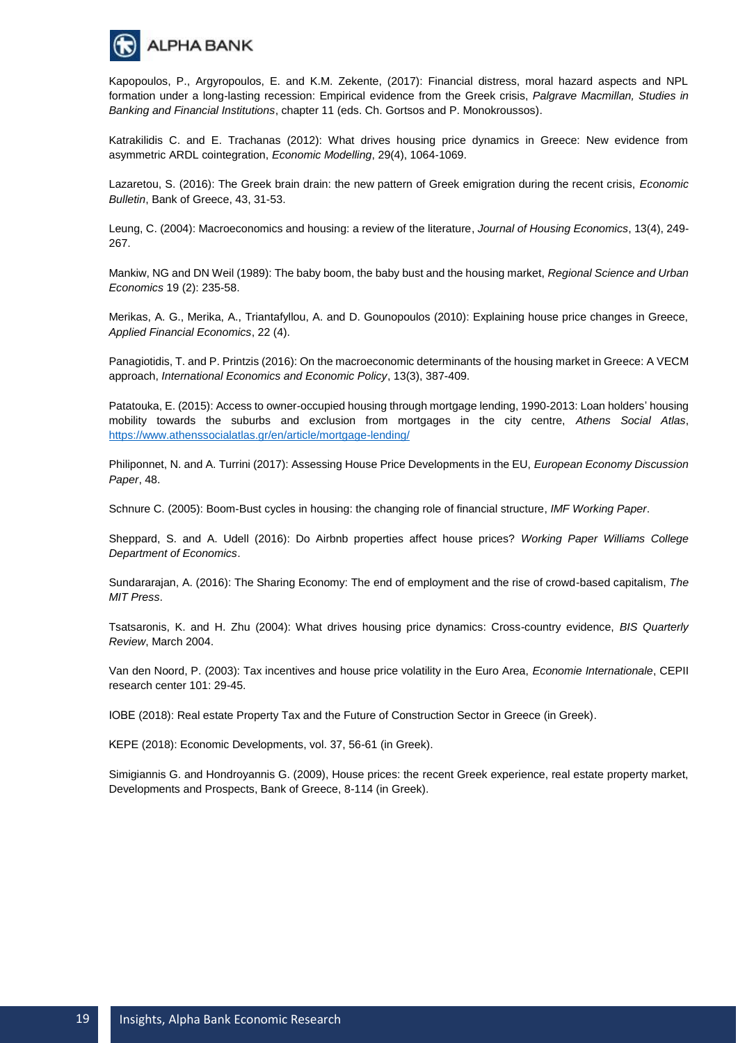Kapopoulos, P., Argyropoulos, E. and K.M. Zekente, (2017): Financial distress, moral hazard aspects and NPL formation under a long-lasting recession: Empirical evidence from the Greek crisis, *Palgrave Macmillan, Studies in Banking and Financial Institutions*, chapter 11 (eds. Ch. Gortsos and P. Monokroussos).

Katrakilidis C. and E. Trachanas (2012): What drives housing price dynamics in Greece: New evidence from asymmetric ARDL cointegration, *Economic Modelling*, 29(4), 1064-1069.

Lazaretou, S. (2016): The Greek brain drain: the new pattern of Greek emigration during the recent crisis, *Economic Bulletin*, Bank of Greece, 43, 31-53.

Leung, C. (2004): Macroeconomics and housing: a review of the literature, *Journal of Housing Economics*, 13(4), 249-267.

Mankiw, NG and DN Weil (1989): The baby boom, the baby bust and the housing market, *Regional Science and Urban Economics* 19 (2): 235-58.

Merikas, A. G., Merika, A., Triantafyllou, A. and D. Gounopoulos (2010): Explaining house price changes in Greece, *Applied Financial Economics*, 22 (4).

Panagiotidis, T. and P. Printzis (2016): On the macroeconomic determinants of the housing market in Greece: A VECM approach, *International Economics and Economic Policy*, 13(3), 387-409.

Patatouka, E. (2015): Access to owner-occupied housing through mortgage lending, 1990-2013: Loan holders' housing mobility towards the suburbs and exclusion from mortgages in the city centre, *Athens Social Atlas*, https://www.athenssocialatlas.gr/en/article/mortgage-lending/

Philiponnet, N. and A. Turrini (2017): Assessing House Price Developments in the EU, *European Economy Discussion Paper*, 48.

Schnure C. (2005): Boom-Bust cycles in housing: the changing role of financial structure, *IMF Working Paper*.

Sheppard, S. and A. Udell (2016): Do Airbnb properties affect house prices? *Working Paper Williams College Department of Economics*.

Sundararajan, A. (2016): The Sharing Economy: The end of employment and the rise of crowd-based capitalism, *The MIT Press*.

Tsatsaronis, K. and H. Zhu (2004): What drives housing price dynamics: Cross-country evidence, *BIS Quarterly Review*, March 2004.

Van den Noord, P. (2003): Tax incentives and house price volatility in the Euro Area, *Economie Internationale*, CEPII research center 101: 29-45.

IOBE (2018): Real estate Property Tax and the Future of Construction Sector in Greece (in Greek).

KEPE (2018): Economic Developments, vol. 37, 56-61 (in Greek).

Simigiannis G. and Hondroyannis G. (2009), House prices: the recent Greek experience, real estate property market, Developments and Prospects, Bank of Greece, 8-114 (in Greek).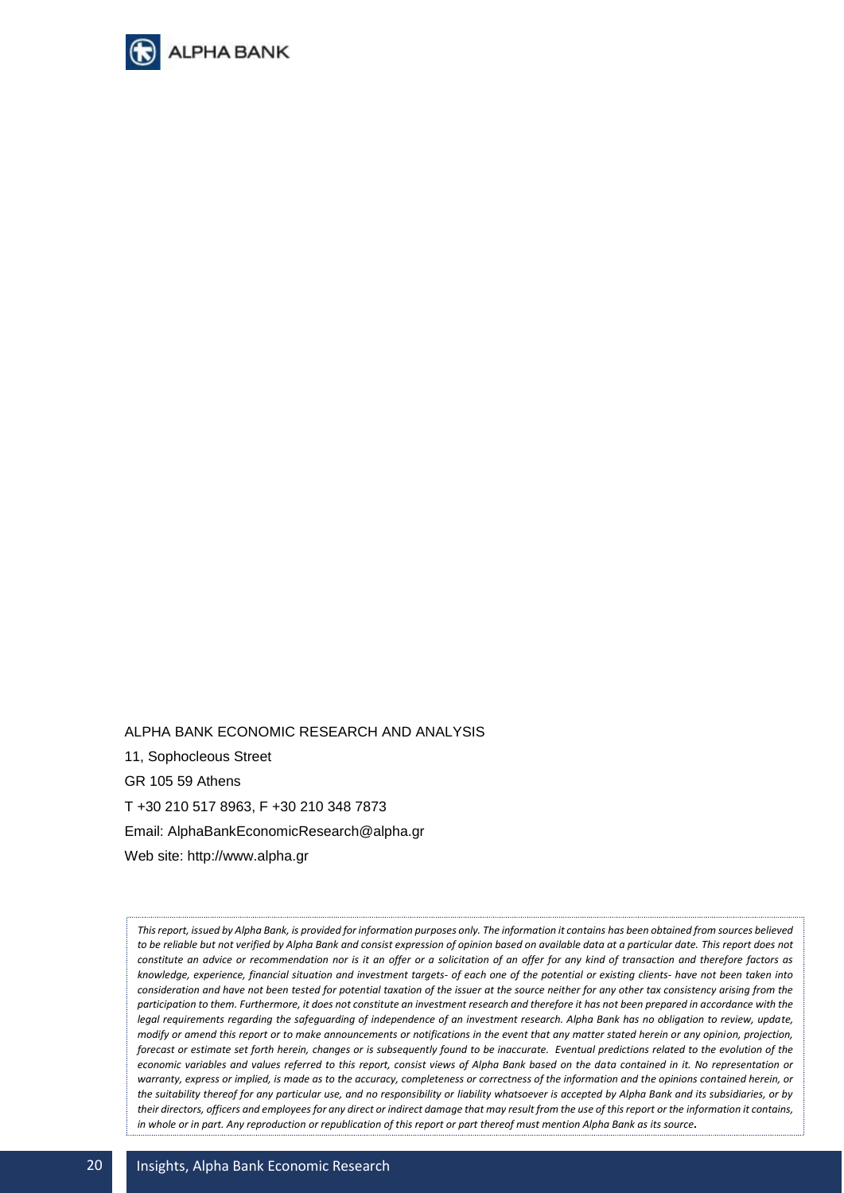ALPHA BANK ECONOMIC RESEARCH AND ANALYSIS

11, Sophocleous Street

GR 105 59 Athens

T +30 210 517 8963, F +30 210 348 7873

Email: AlphaBankEconomicResearch@alpha.gr

Web site: http://www.alpha.gr

*This report, issued by Alpha Bank, is provided for information purposes only. The information it contains has been obtained from sources believed to be reliable but not verified by Alpha Bank and consist expression of opinion based on available data at a particular date. This report does not constitute an advice or recommendation nor is it an offer or a solicitation of an offer for any kind of transaction and therefore factors as knowledge, experience, financial situation and investment targets- of each one of the potential or existing clients- have not been taken into consideration and have not been tested for potential taxation of the issuer at the source neither for any other tax consistency arising from the participation to them. Furthermore, it does not constitute an investment research and therefore it has not been prepared in accordance with the legal requirements regarding the safeguarding of independence of an investment research. Alpha Bank has no obligation to review, update, modify or amend this report or to make announcements or notifications in the event that any matter stated herein or any opinion, projection, forecast or estimate set forth herein, changes or is subsequently found to be inaccurate. Eventual predictions related to the evolution of the economic variables and values referred to this report, consist views of Alpha Bank based on the data contained in it. No representation or warranty, express or implied, is made as to the accuracy, completeness or correctness of the information and the opinions contained herein, or the suitability thereof for any particular use, and no responsibility or liability whatsoever is accepted by Alpha Bank and its subsidiaries, or by their directors, officers and employees for any direct or indirect damage that may result from the use of this report or the information it contains, in whole or in part. Any reproduction or republication of this report or part thereof must mention Alpha Bank as its source.*